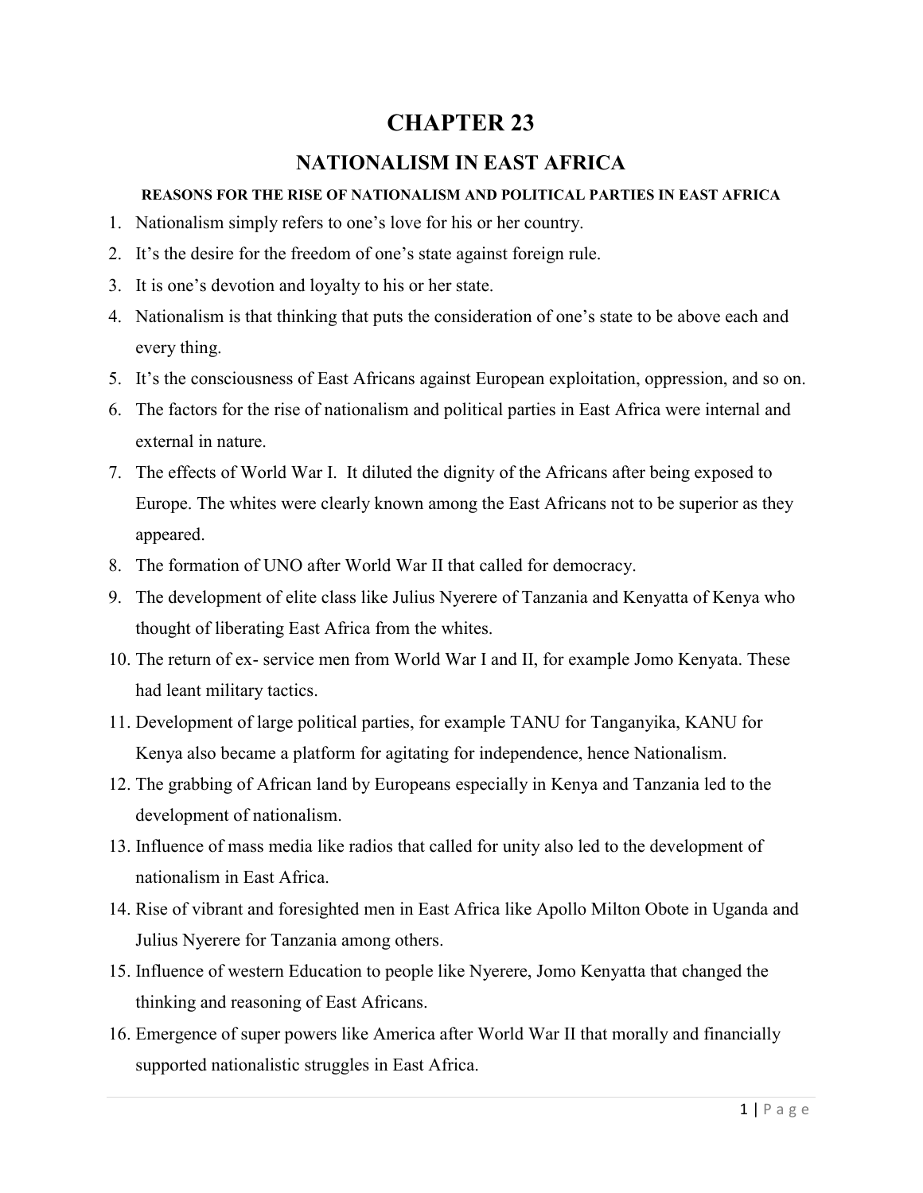# CHAPTER 23

## NATIONALISM IN EAST AFRICA

### REASONS FOR THE RISE OF NATIONALISM AND POLITICAL PARTIES IN EAST AFRICA

1. Nationalism simply refers to one's love for his or her country.
2. It's the desire for the freedom of one's state against foreign rule.
3. It is one's devotion and loyalty to his or her state.
4. Nationalism is that thinking that puts the consideration of one's state to be above each and every thing.
5. It's the consciousness of East Africans against European exploitation, oppression, and so on.
6. The factors for the rise of nationalism and political parties in East Africa were internal and external in nature.
7. The effects of World War I. It diluted the dignity of the Africans after being exposed to Europe. The whites were clearly known among the East Africans not to be superior as they appeared.
8. The formation of UNO after World War II that called for democracy.
9. The development of elite class like Julius Nyerere of Tanzania and Kenyatta of Kenya who thought of liberating East Africa from the whites.
10. The return of ex- service men from World War I and II, for example Jomo Kenyata. These had leant military tactics.
11. Development of large political parties, for example TANU for Tanganyika, KANU for Kenya also became a platform for agitating for independence, hence Nationalism.
12. The grabbing of African land by Europeans especially in Kenya and Tanzania led to the development of nationalism.
13. Influence of mass media like radios that called for unity also led to the development of nationalism in East Africa.
14. Rise of vibrant and foresighted men in East Africa like Apollo Milton Obote in Uganda and Julius Nyerere for Tanzania among others.
15. Influence of western Education to people like Nyerere, Jomo Kenyatta that changed the thinking and reasoning of East Africans.
16. Emergence of super powers like America after World War II that morally and financially supported nationalistic struggles in East Africa.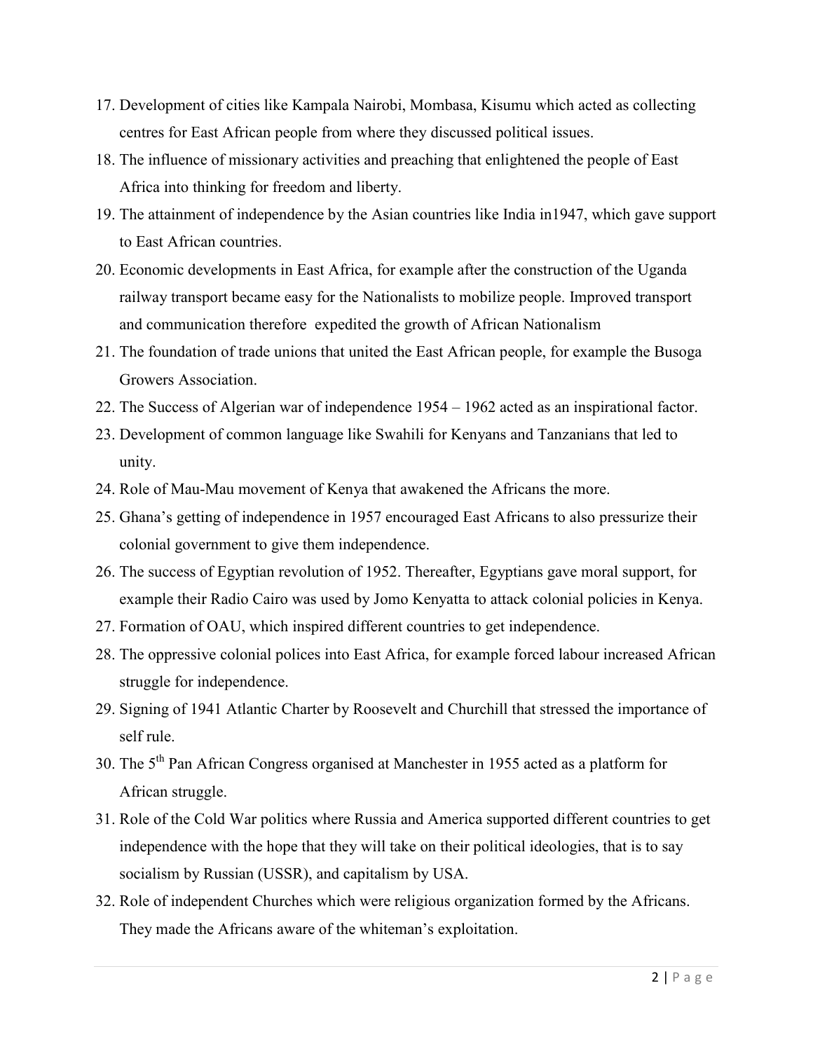17. Development of cities like Kampala Nairobi, Mombasa, Kisumu which acted as collecting centres for East African people from where they discussed political issues.
18. The influence of missionary activities and preaching that enlightened the people of East Africa into thinking for freedom and liberty.
19. The attainment of independence by the Asian countries like India in1947, which gave support to East African countries.
20. Economic developments in East Africa, for example after the construction of the Uganda railway transport became easy for the Nationalists to mobilize people. Improved transport and communication therefore expedited the growth of African Nationalism
21. The foundation of trade unions that united the East African people, for example the Busoga Growers Association.
22. The Success of Algerian war of independence 1954 – 1962 acted as an inspirational factor.
23. Development of common language like Swahili for Kenyans and Tanzanians that led to unity.
24. Role of Mau-Mau movement of Kenya that awakened the Africans the more.
25. Ghana's getting of independence in 1957 encouraged East Africans to also pressurize their colonial government to give them independence.
26. The success of Egyptian revolution of 1952. Thereafter, Egyptians gave moral support, for example their Radio Cairo was used by Jomo Kenyatta to attack colonial policies in Kenya.
27. Formation of OAU, which inspired different countries to get independence.
28. The oppressive colonial polices into East Africa, for example forced labour increased African struggle for independence.
29. Signing of 1941 Atlantic Charter by Roosevelt and Churchill that stressed the importance of self rule.
30. The 5th Pan African Congress organised at Manchester in 1955 acted as a platform for African struggle.
31. Role of the Cold War politics where Russia and America supported different countries to get independence with the hope that they will take on their political ideologies, that is to say socialism by Russian (USSR), and capitalism by USA.
32. Role of independent Churches which were religious organization formed by the Africans. They made the Africans aware of the whiteman's exploitation.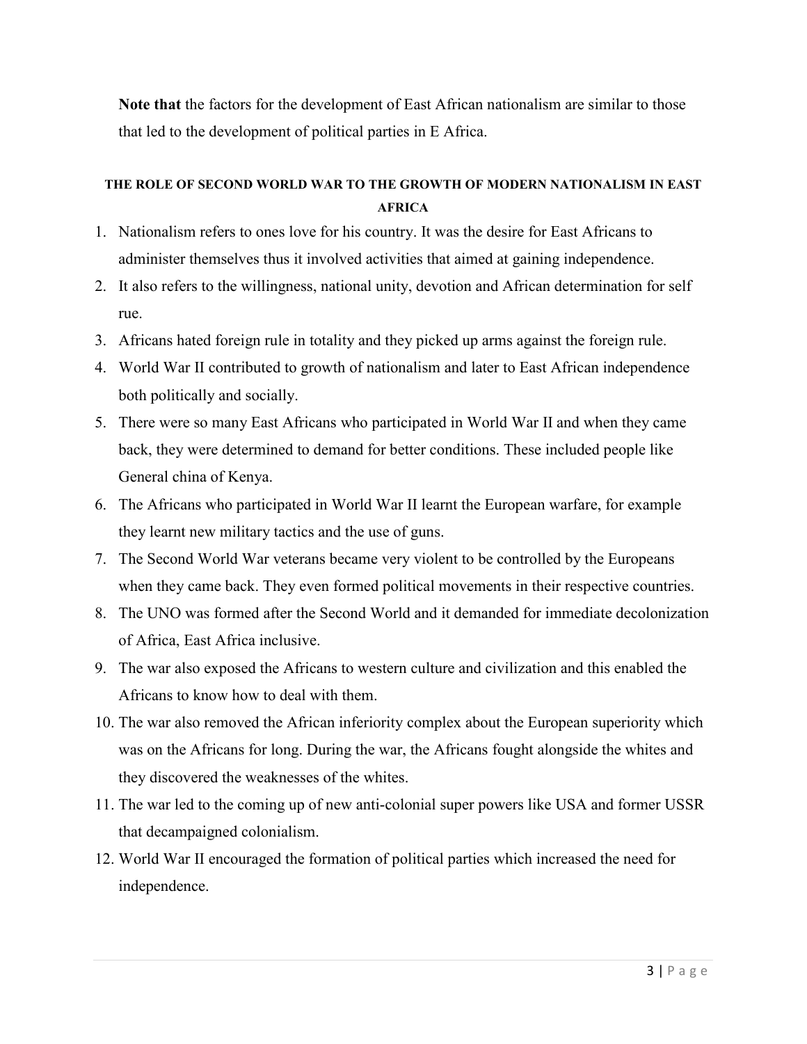**Note that** the factors for the development of East African nationalism are similar to those that led to the development of political parties in E Africa.

**THE ROLE OF SECOND WORLD WAR TO THE GROWTH OF MODERN NATIONALISM IN EAST AFRICA**

1. Nationalism refers to ones love for his country. It was the desire for East Africans to administer themselves thus it involved activities that aimed at gaining independence.
2. It also refers to the willingness, national unity, devotion and African determination for self rue.
3. Africans hated foreign rule in totality and they picked up arms against the foreign rule.
4. World War II contributed to growth of nationalism and later to East African independence both politically and socially.
5. There were so many East Africans who participated in World War II and when they came back, they were determined to demand for better conditions. These included people like General china of Kenya.
6. The Africans who participated in World War II learnt the European warfare, for example they learnt new military tactics and the use of guns.
7. The Second World War veterans became very violent to be controlled by the Europeans when they came back. They even formed political movements in their respective countries.
8. The UNO was formed after the Second World and it demanded for immediate decolonization of Africa, East Africa inclusive.
9. The war also exposed the Africans to western culture and civilization and this enabled the Africans to know how to deal with them.
10. The war also removed the African inferiority complex about the European superiority which was on the Africans for long. During the war, the Africans fought alongside the whites and they discovered the weaknesses of the whites.
11. The war led to the coming up of new anti-colonial super powers like USA and former USSR that decampaigned colonialism.
12. World War II encouraged the formation of political parties which increased the need for independence.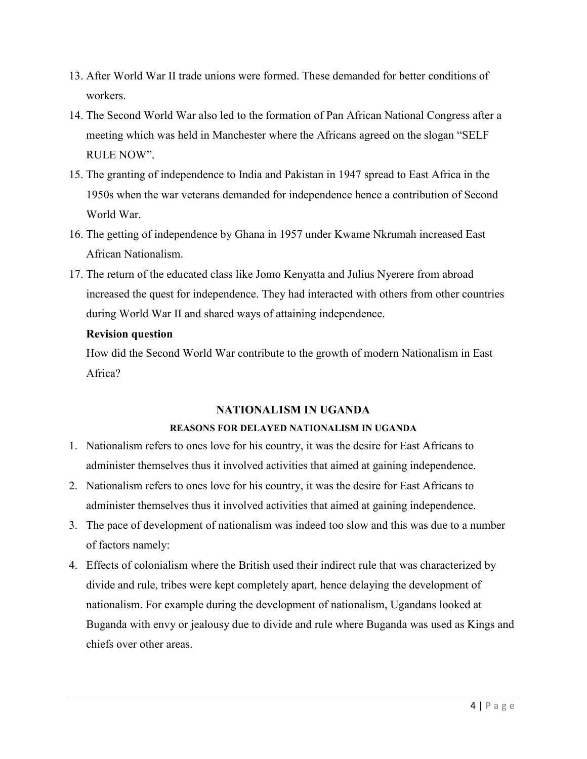13. After World War II trade unions were formed. These demanded for better conditions of workers.
14. The Second World War also led to the formation of Pan African National Congress after a meeting which was held in Manchester where the Africans agreed on the slogan "SELF RULE NOW".
15. The granting of independence to India and Pakistan in 1947 spread to East Africa in the 1950s when the war veterans demanded for independence hence a contribution of Second World War.
16. The getting of independence by Ghana in 1957 under Kwame Nkrumah increased East African Nationalism.
17. The return of the educated class like Jomo Kenyatta and Julius Nyerere from abroad increased the quest for independence. They had interacted with others from other countries during World War II and shared ways of attaining independence.

**Revision question**

How did the Second World War contribute to the growth of modern Nationalism in East Africa?

## NATIONAL1SM IN UGANDA

### REASONS FOR DELAYED NATIONALISM IN UGANDA

1. Nationalism refers to ones love for his country, it was the desire for East Africans to administer themselves thus it involved activities that aimed at gaining independence.
2. Nationalism refers to ones love for his country, it was the desire for East Africans to administer themselves thus it involved activities that aimed at gaining independence.
3. The pace of development of nationalism was indeed too slow and this was due to a number of factors namely:
4. Effects of colonialism where the British used their indirect rule that was characterized by divide and rule, tribes were kept completely apart, hence delaying the development of nationalism. For example during the development of nationalism, Ugandans looked at Buganda with envy or jealousy due to divide and rule where Buganda was used as Kings and chiefs over other areas.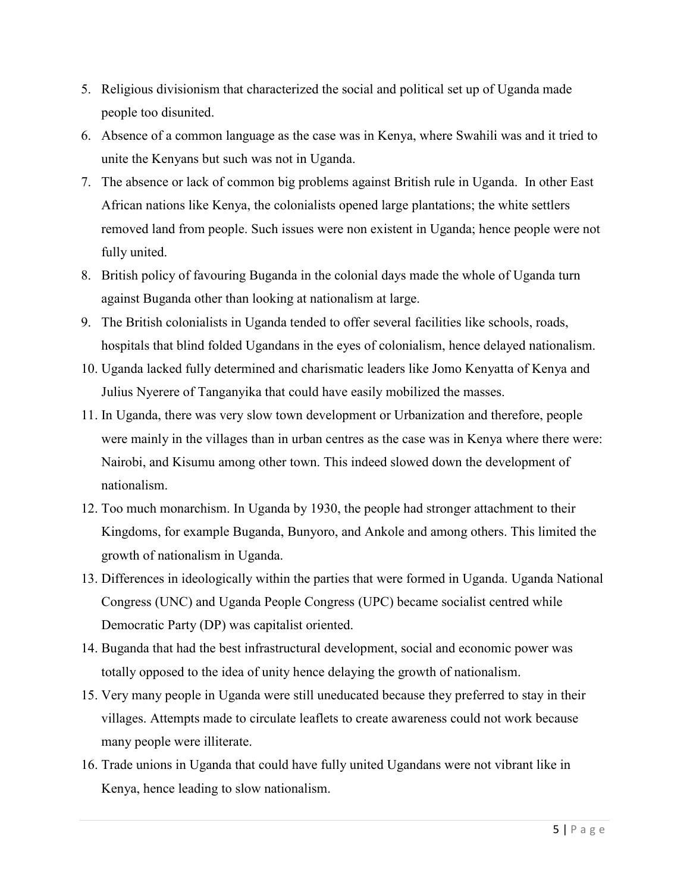5. Religious divisionism that characterized the social and political set up of Uganda made people too disunited.
6. Absence of a common language as the case was in Kenya, where Swahili was and it tried to unite the Kenyans but such was not in Uganda.
7. The absence or lack of common big problems against British rule in Uganda. In other East African nations like Kenya, the colonialists opened large plantations; the white settlers removed land from people. Such issues were non existent in Uganda; hence people were not fully united.
8. British policy of favouring Buganda in the colonial days made the whole of Uganda turn against Buganda other than looking at nationalism at large.
9. The British colonialists in Uganda tended to offer several facilities like schools, roads, hospitals that blind folded Ugandans in the eyes of colonialism, hence delayed nationalism.
10. Uganda lacked fully determined and charismatic leaders like Jomo Kenyatta of Kenya and Julius Nyerere of Tanganyika that could have easily mobilized the masses.
11. In Uganda, there was very slow town development or Urbanization and therefore, people were mainly in the villages than in urban centres as the case was in Kenya where there were: Nairobi, and Kisumu among other town. This indeed slowed down the development of nationalism.
12. Too much monarchism. In Uganda by 1930, the people had stronger attachment to their Kingdoms, for example Buganda, Bunyoro, and Ankole and among others. This limited the growth of nationalism in Uganda.
13. Differences in ideologically within the parties that were formed in Uganda. Uganda National Congress (UNC) and Uganda People Congress (UPC) became socialist centred while Democratic Party (DP) was capitalist oriented.
14. Buganda that had the best infrastructural development, social and economic power was totally opposed to the idea of unity hence delaying the growth of nationalism.
15. Very many people in Uganda were still uneducated because they preferred to stay in their villages. Attempts made to circulate leaflets to create awareness could not work because many people were illiterate.
16. Trade unions in Uganda that could have fully united Ugandans were not vibrant like in Kenya, hence leading to slow nationalism.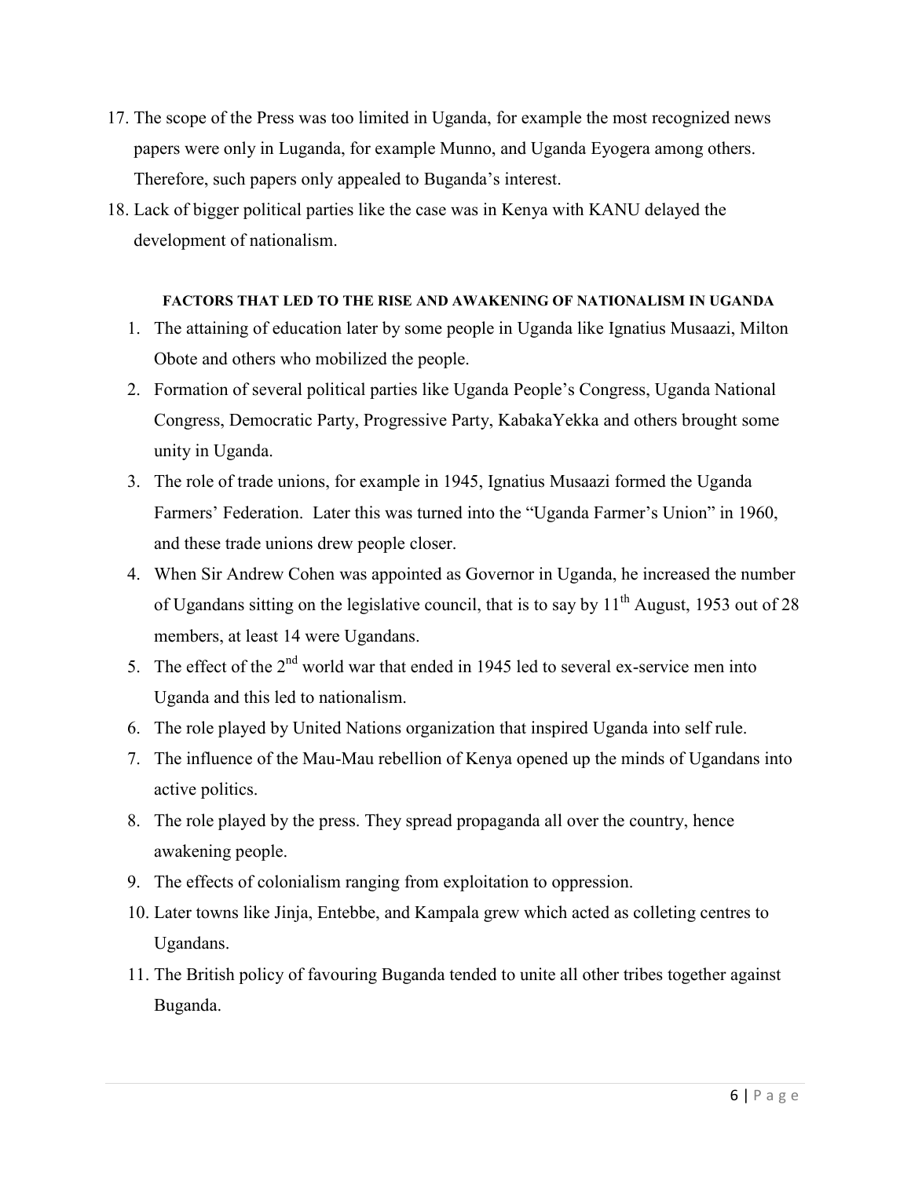17. The scope of the Press was too limited in Uganda, for example the most recognized news papers were only in Luganda, for example Munno, and Uganda Eyogera among others. Therefore, such papers only appealed to Buganda's interest.
18. Lack of bigger political parties like the case was in Kenya with KANU delayed the development of nationalism.

#### FACTORS THAT LED TO THE RISE AND AWAKENING OF NATIONALISM IN UGANDA

1. The attaining of education later by some people in Uganda like Ignatius Musaazi, Milton Obote and others who mobilized the people.
2. Formation of several political parties like Uganda People's Congress, Uganda National Congress, Democratic Party, Progressive Party, KabakaYekka and others brought some unity in Uganda.
3. The role of trade unions, for example in 1945, Ignatius Musaazi formed the Uganda Farmers' Federation. Later this was turned into the "Uganda Farmer's Union" in 1960, and these trade unions drew people closer.
4. When Sir Andrew Cohen was appointed as Governor in Uganda, he increased the number of Ugandans sitting on the legislative council, that is to say by 11th August, 1953 out of 28 members, at least 14 were Ugandans.
5. The effect of the 2nd world war that ended in 1945 led to several ex-service men into Uganda and this led to nationalism.
6. The role played by United Nations organization that inspired Uganda into self rule.
7. The influence of the Mau-Mau rebellion of Kenya opened up the minds of Ugandans into active politics.
8. The role played by the press. They spread propaganda all over the country, hence awakening people.
9. The effects of colonialism ranging from exploitation to oppression.
10. Later towns like Jinja, Entebbe, and Kampala grew which acted as colleting centres to Ugandans.
11. The British policy of favouring Buganda tended to unite all other tribes together against Buganda.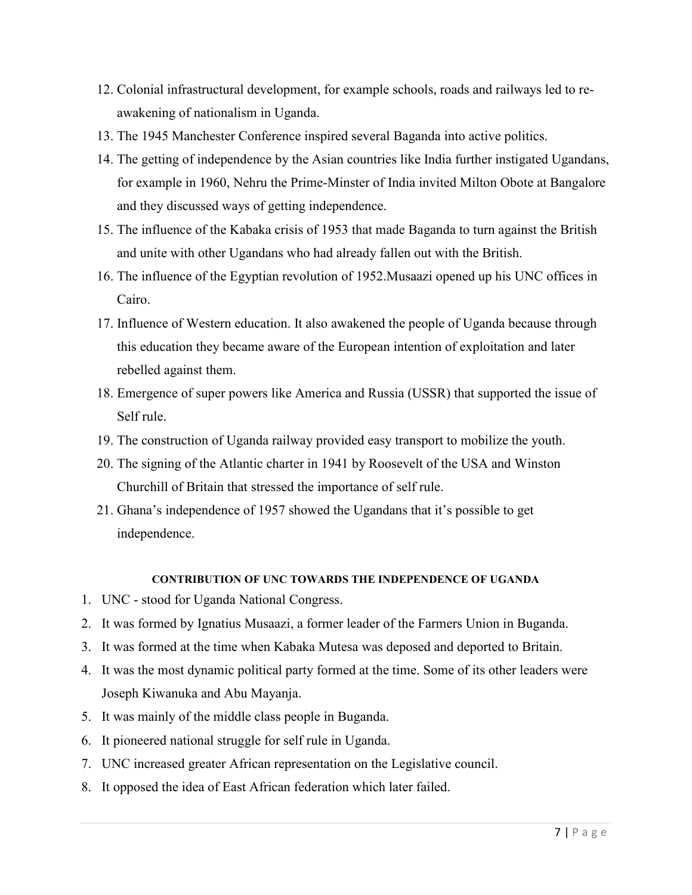12. Colonial infrastructural development, for example schools, roads and railways led to re-awakening of nationalism in Uganda.
13. The 1945 Manchester Conference inspired several Baganda into active politics.
14. The getting of independence by the Asian countries like India further instigated Ugandans, for example in 1960, Nehru the Prime-Minster of India invited Milton Obote at Bangalore and they discussed ways of getting independence.
15. The influence of the Kabaka crisis of 1953 that made Baganda to turn against the British and unite with other Ugandans who had already fallen out with the British.
16. The influence of the Egyptian revolution of 1952.Musaazi opened up his UNC offices in Cairo.
17. Influence of Western education. It also awakened the people of Uganda because through this education they became aware of the European intention of exploitation and later rebelled against them.
18. Emergence of super powers like America and Russia (USSR) that supported the issue of Self rule.
19. The construction of Uganda railway provided easy transport to mobilize the youth.
20. The signing of the Atlantic charter in 1941 by Roosevelt of the USA and Winston Churchill of Britain that stressed the importance of self rule.
21. Ghana's independence of 1957 showed the Ugandans that it's possible to get independence.

#### CONTRIBUTION OF UNC TOWARDS THE INDEPENDENCE OF UGANDA

1. UNC - stood for Uganda National Congress.
2. It was formed by Ignatius Musaazi, a former leader of the Farmers Union in Buganda.
3. It was formed at the time when Kabaka Mutesa was deposed and deported to Britain.
4. It was the most dynamic political party formed at the time. Some of its other leaders were Joseph Kiwanuka and Abu Mayanja.
5. It was mainly of the middle class people in Buganda.
6. It pioneered national struggle for self rule in Uganda.
7. UNC increased greater African representation on the Legislative council.
8. It opposed the idea of East African federation which later failed.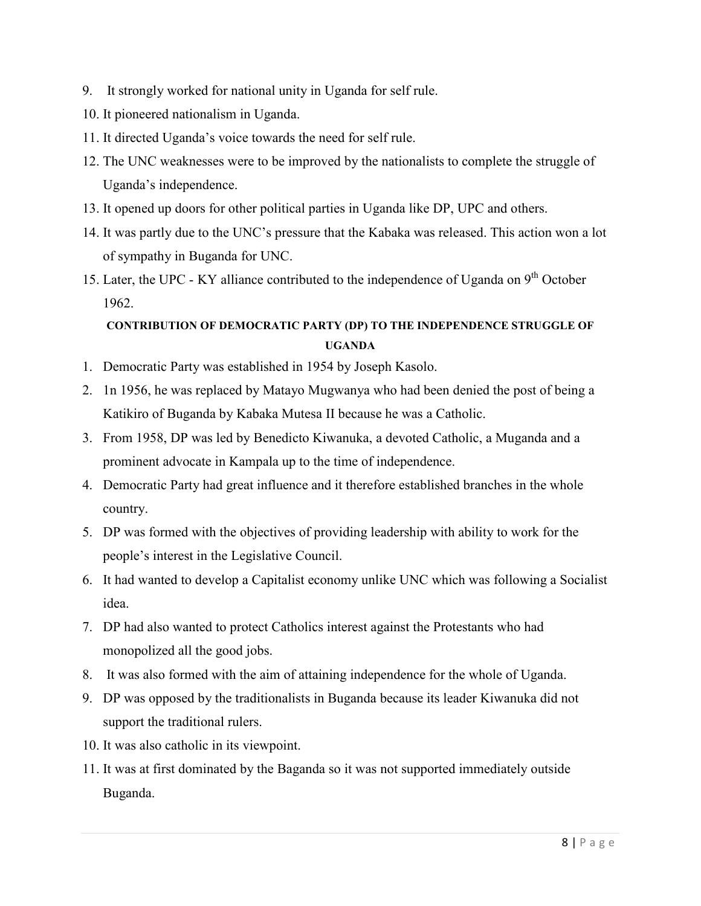9. It strongly worked for national unity in Uganda for self rule.
10. It pioneered nationalism in Uganda.
11. It directed Uganda's voice towards the need for self rule.
12. The UNC weaknesses were to be improved by the nationalists to complete the struggle of Uganda's independence.
13. It opened up doors for other political parties in Uganda like DP, UPC and others.
14. It was partly due to the UNC's pressure that the Kabaka was released. This action won a lot of sympathy in Buganda for UNC.
15. Later, the UPC - KY alliance contributed to the independence of Uganda on 9th October 1962.

**CONTRIBUTION OF DEMOCRATIC PARTY (DP) TO THE INDEPENDENCE STRUGGLE OF UGANDA**

1. Democratic Party was established in 1954 by Joseph Kasolo.
2. 1n 1956, he was replaced by Matayo Mugwanya who had been denied the post of being a Katikiro of Buganda by Kabaka Mutesa II because he was a Catholic.
3. From 1958, DP was led by Benedicto Kiwanuka, a devoted Catholic, a Muganda and a prominent advocate in Kampala up to the time of independence.
4. Democratic Party had great influence and it therefore established branches in the whole country.
5. DP was formed with the objectives of providing leadership with ability to work for the people's interest in the Legislative Council.
6. It had wanted to develop a Capitalist economy unlike UNC which was following a Socialist idea.
7. DP had also wanted to protect Catholics interest against the Protestants who had monopolized all the good jobs.
8. It was also formed with the aim of attaining independence for the whole of Uganda.
9. DP was opposed by the traditionalists in Buganda because its leader Kiwanuka did not support the traditional rulers.
10. It was also catholic in its viewpoint.
11. It was at first dominated by the Baganda so it was not supported immediately outside Buganda.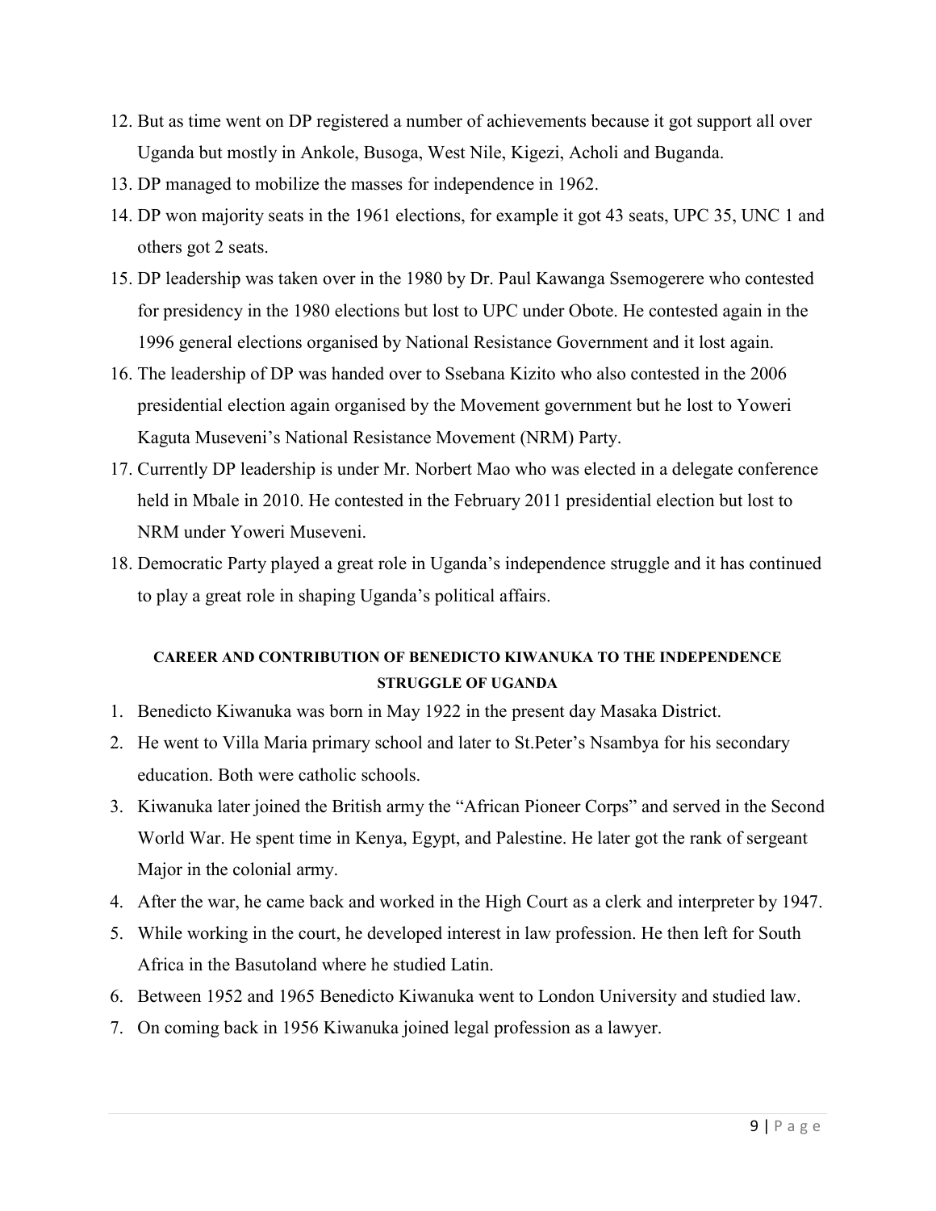12. But as time went on DP registered a number of achievements because it got support all over Uganda but mostly in Ankole, Busoga, West Nile, Kigezi, Acholi and Buganda.
13. DP managed to mobilize the masses for independence in 1962.
14. DP won majority seats in the 1961 elections, for example it got 43 seats, UPC 35, UNC 1 and others got 2 seats.
15. DP leadership was taken over in the 1980 by Dr. Paul Kawanga Ssemogerere who contested for presidency in the 1980 elections but lost to UPC under Obote. He contested again in the 1996 general elections organised by National Resistance Government and it lost again.
16. The leadership of DP was handed over to Ssebana Kizito who also contested in the 2006 presidential election again organised by the Movement government but he lost to Yoweri Kaguta Museveni's National Resistance Movement (NRM) Party.
17. Currently DP leadership is under Mr. Norbert Mao who was elected in a delegate conference held in Mbale in 2010. He contested in the February 2011 presidential election but lost to NRM under Yoweri Museveni.
18. Democratic Party played a great role in Uganda's independence struggle and it has continued to play a great role in shaping Uganda's political affairs.

**CAREER AND CONTRIBUTION OF BENEDICTO KIWANUKA TO THE INDEPENDENCE STRUGGLE OF UGANDA**

1. Benedicto Kiwanuka was born in May 1922 in the present day Masaka District.
2. He went to Villa Maria primary school and later to St.Peter's Nsambya for his secondary education. Both were catholic schools.
3. Kiwanuka later joined the British army the "African Pioneer Corps" and served in the Second World War. He spent time in Kenya, Egypt, and Palestine. He later got the rank of sergeant Major in the colonial army.
4. After the war, he came back and worked in the High Court as a clerk and interpreter by 1947.
5. While working in the court, he developed interest in law profession. He then left for South Africa in the Basutoland where he studied Latin.
6. Between 1952 and 1965 Benedicto Kiwanuka went to London University and studied law.
7. On coming back in 1956 Kiwanuka joined legal profession as a lawyer.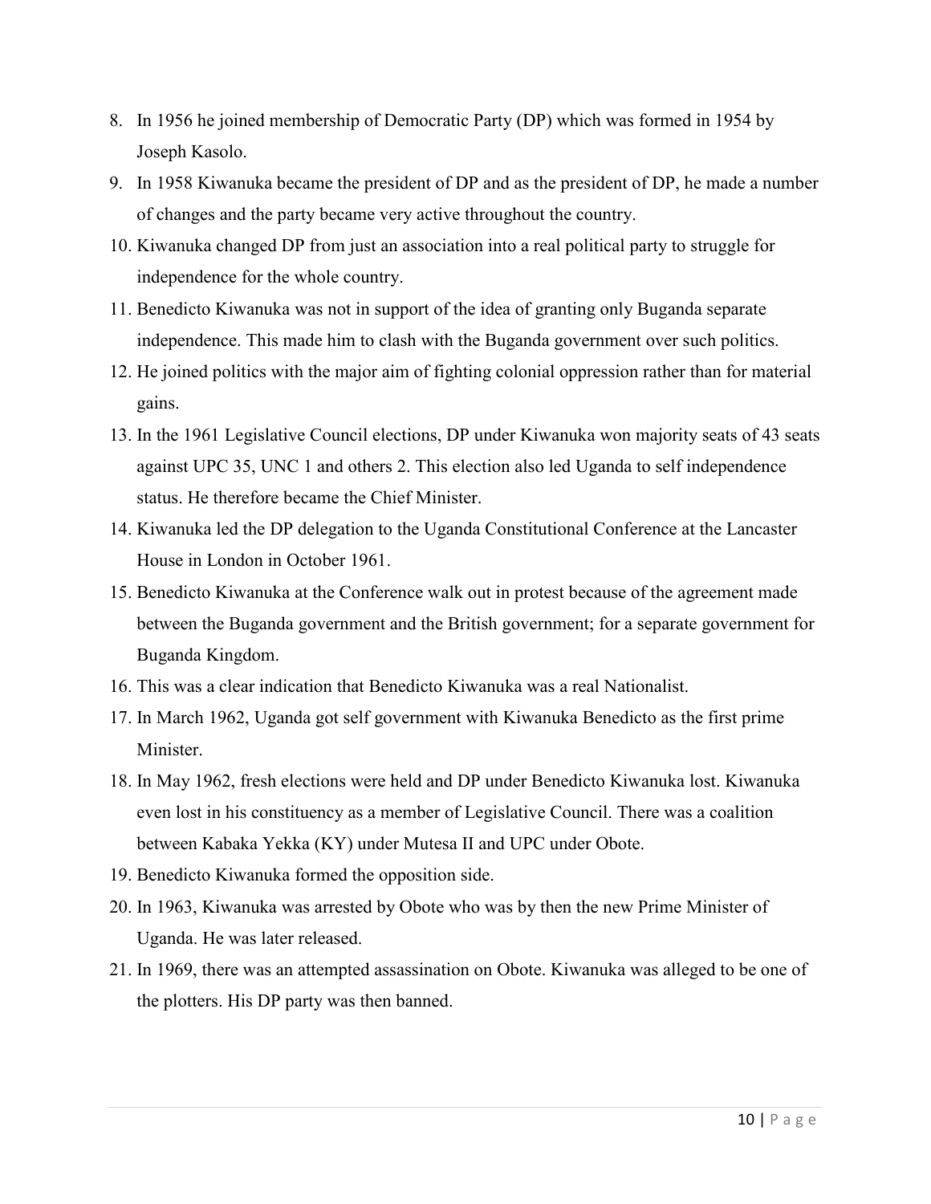8. In 1956 he joined membership of Democratic Party (DP) which was formed in 1954 by Joseph Kasolo.
9. In 1958 Kiwanuka became the president of DP and as the president of DP, he made a number of changes and the party became very active throughout the country.
10. Kiwanuka changed DP from just an association into a real political party to struggle for independence for the whole country.
11. Benedicto Kiwanuka was not in support of the idea of granting only Buganda separate independence. This made him to clash with the Buganda government over such politics.
12. He joined politics with the major aim of fighting colonial oppression rather than for material gains.
13. In the 1961 Legislative Council elections, DP under Kiwanuka won majority seats of 43 seats against UPC 35, UNC 1 and others 2. This election also led Uganda to self independence status. He therefore became the Chief Minister.
14. Kiwanuka led the DP delegation to the Uganda Constitutional Conference at the Lancaster House in London in October 1961.
15. Benedicto Kiwanuka at the Conference walk out in protest because of the agreement made between the Buganda government and the British government; for a separate government for Buganda Kingdom.
16. This was a clear indication that Benedicto Kiwanuka was a real Nationalist.
17. In March 1962, Uganda got self government with Kiwanuka Benedicto as the first prime Minister.
18. In May 1962, fresh elections were held and DP under Benedicto Kiwanuka lost. Kiwanuka even lost in his constituency as a member of Legislative Council. There was a coalition between Kabaka Yekka (KY) under Mutesa II and UPC under Obote.
19. Benedicto Kiwanuka formed the opposition side.
20. In 1963, Kiwanuka was arrested by Obote who was by then the new Prime Minister of Uganda. He was later released.
21. In 1969, there was an attempted assassination on Obote. Kiwanuka was alleged to be one of the plotters. His DP party was then banned.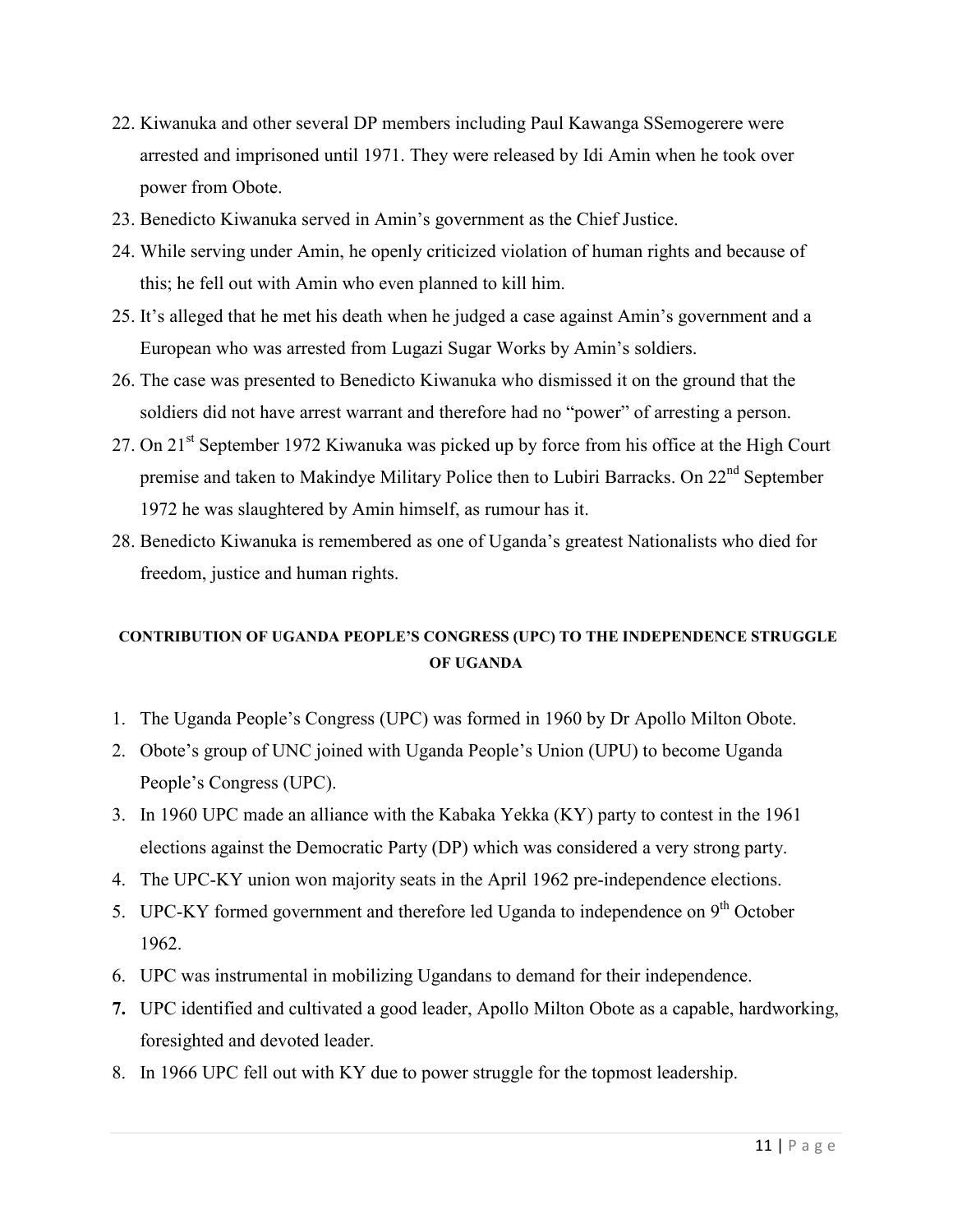22. Kiwanuka and other several DP members including Paul Kawanga SSemogerere were arrested and imprisoned until 1971. They were released by Idi Amin when he took over power from Obote.
23. Benedicto Kiwanuka served in Amin's government as the Chief Justice.
24. While serving under Amin, he openly criticized violation of human rights and because of this; he fell out with Amin who even planned to kill him.
25. It's alleged that he met his death when he judged a case against Amin's government and a European who was arrested from Lugazi Sugar Works by Amin's soldiers.
26. The case was presented to Benedicto Kiwanuka who dismissed it on the ground that the soldiers did not have arrest warrant and therefore had no "power" of arresting a person.
27. On 21st September 1972 Kiwanuka was picked up by force from his office at the High Court premise and taken to Makindye Military Police then to Lubiri Barracks. On 22nd September 1972 he was slaughtered by Amin himself, as rumour has it.
28. Benedicto Kiwanuka is remembered as one of Uganda's greatest Nationalists who died for freedom, justice and human rights.

## CONTRIBUTION OF UGANDA PEOPLE'S CONGRESS (UPC) TO THE INDEPENDENCE STRUGGLE OF UGANDA

1. The Uganda People's Congress (UPC) was formed in 1960 by Dr Apollo Milton Obote.
2. Obote's group of UNC joined with Uganda People's Union (UPU) to become Uganda People's Congress (UPC).
3. In 1960 UPC made an alliance with the Kabaka Yekka (KY) party to contest in the 1961 elections against the Democratic Party (DP) which was considered a very strong party.
4. The UPC-KY union won majority seats in the April 1962 pre-independence elections.
5. UPC-KY formed government and therefore led Uganda to independence on 9th October 1962.
6. UPC was instrumental in mobilizing Ugandans to demand for their independence.
7. UPC identified and cultivated a good leader, Apollo Milton Obote as a capable, hardworking, foresighted and devoted leader.
8. In 1966 UPC fell out with KY due to power struggle for the topmost leadership.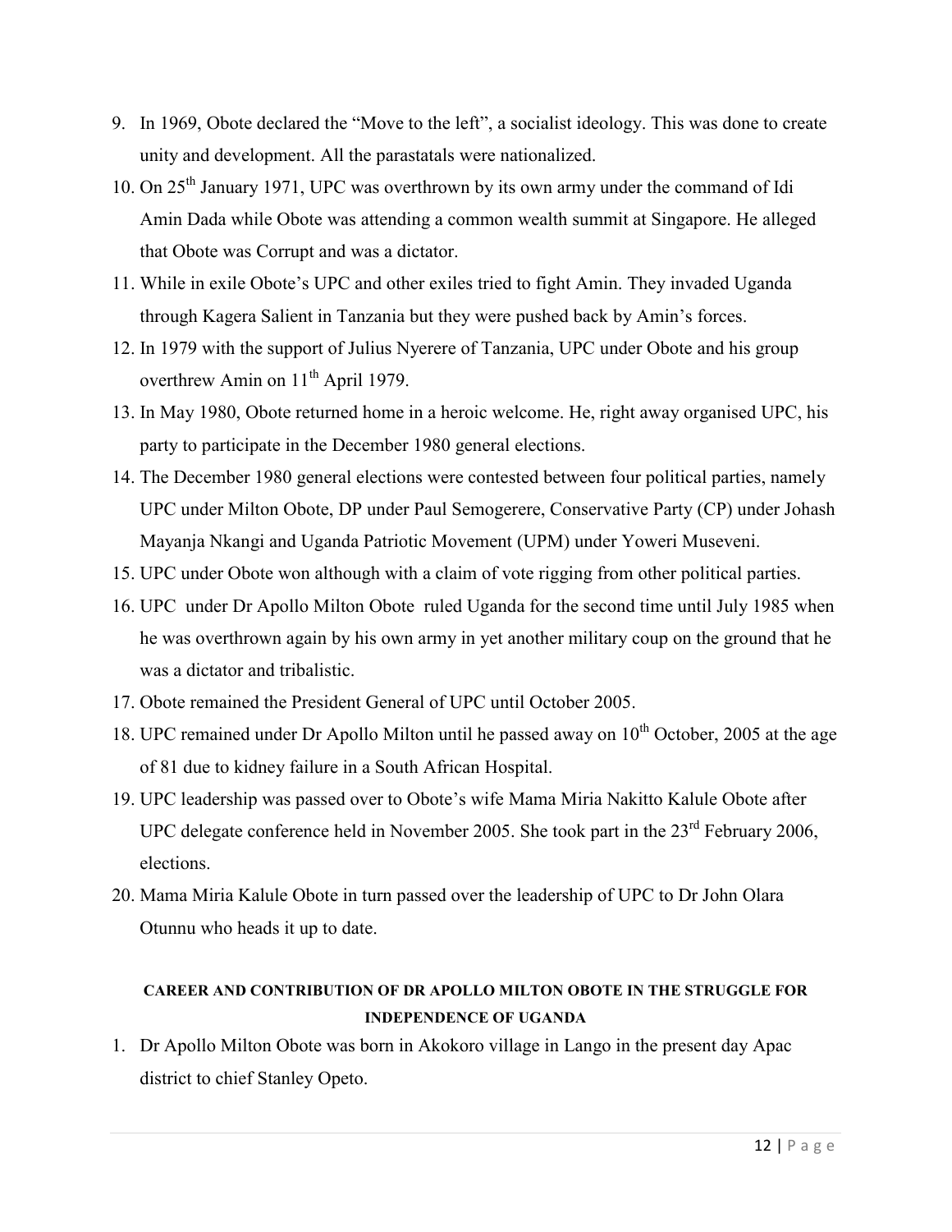9. In 1969, Obote declared the "Move to the left", a socialist ideology. This was done to create unity and development. All the parastatals were nationalized.
10. On 25th January 1971, UPC was overthrown by its own army under the command of Idi Amin Dada while Obote was attending a common wealth summit at Singapore. He alleged that Obote was Corrupt and was a dictator.
11. While in exile Obote's UPC and other exiles tried to fight Amin. They invaded Uganda through Kagera Salient in Tanzania but they were pushed back by Amin's forces.
12. In 1979 with the support of Julius Nyerere of Tanzania, UPC under Obote and his group overthrew Amin on 11th April 1979.
13. In May 1980, Obote returned home in a heroic welcome. He, right away organised UPC, his party to participate in the December 1980 general elections.
14. The December 1980 general elections were contested between four political parties, namely UPC under Milton Obote, DP under Paul Semogerere, Conservative Party (CP) under Johash Mayanja Nkangi and Uganda Patriotic Movement (UPM) under Yoweri Museveni.
15. UPC under Obote won although with a claim of vote rigging from other political parties.
16. UPC under Dr Apollo Milton Obote ruled Uganda for the second time until July 1985 when he was overthrown again by his own army in yet another military coup on the ground that he was a dictator and tribalistic.
17. Obote remained the President General of UPC until October 2005.
18. UPC remained under Dr Apollo Milton until he passed away on 10th October, 2005 at the age of 81 due to kidney failure in a South African Hospital.
19. UPC leadership was passed over to Obote's wife Mama Miria Nakitto Kalule Obote after UPC delegate conference held in November 2005. She took part in the 23rd February 2006, elections.
20. Mama Miria Kalule Obote in turn passed over the leadership of UPC to Dr John Olara Otunnu who heads it up to date.

## CAREER AND CONTRIBUTION OF DR APOLLO MILTON OBOTE IN THE STRUGGLE FOR INDEPENDENCE OF UGANDA

1. Dr Apollo Milton Obote was born in Akokoro village in Lango in the present day Apac district to chief Stanley Opeto.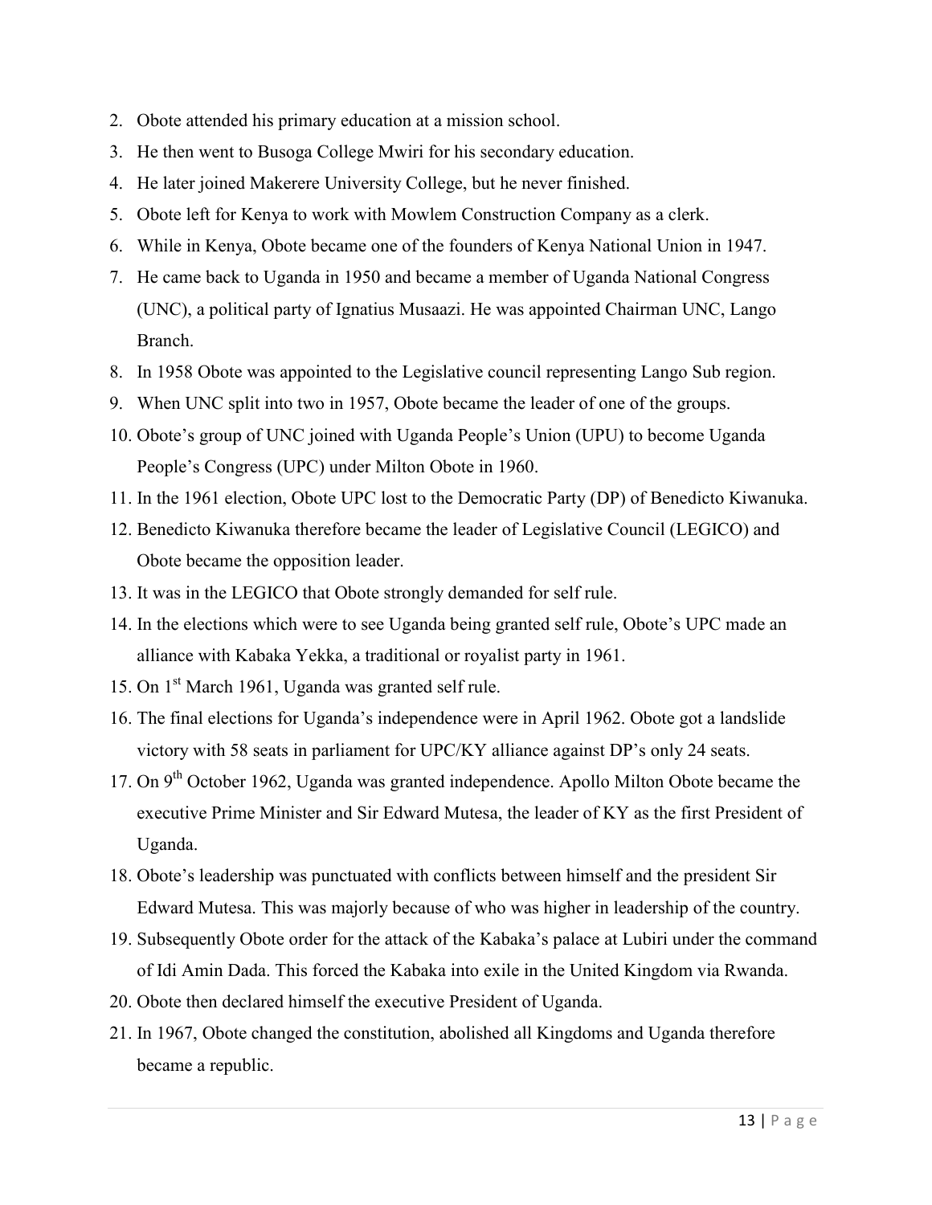2. Obote attended his primary education at a mission school.
3. He then went to Busoga College Mwiri for his secondary education.
4. He later joined Makerere University College, but he never finished.
5. Obote left for Kenya to work with Mowlem Construction Company as a clerk.
6. While in Kenya, Obote became one of the founders of Kenya National Union in 1947.
7. He came back to Uganda in 1950 and became a member of Uganda National Congress (UNC), a political party of Ignatius Musaazi. He was appointed Chairman UNC, Lango Branch.
8. In 1958 Obote was appointed to the Legislative council representing Lango Sub region.
9. When UNC split into two in 1957, Obote became the leader of one of the groups.
10. Obote's group of UNC joined with Uganda People's Union (UPU) to become Uganda People's Congress (UPC) under Milton Obote in 1960.
11. In the 1961 election, Obote UPC lost to the Democratic Party (DP) of Benedicto Kiwanuka.
12. Benedicto Kiwanuka therefore became the leader of Legislative Council (LEGICO) and Obote became the opposition leader.
13. It was in the LEGICO that Obote strongly demanded for self rule.
14. In the elections which were to see Uganda being granted self rule, Obote's UPC made an alliance with Kabaka Yekka, a traditional or royalist party in 1961.
15. On 1st March 1961, Uganda was granted self rule.
16. The final elections for Uganda's independence were in April 1962. Obote got a landslide victory with 58 seats in parliament for UPC/KY alliance against DP's only 24 seats.
17. On 9th October 1962, Uganda was granted independence. Apollo Milton Obote became the executive Prime Minister and Sir Edward Mutesa, the leader of KY as the first President of Uganda.
18. Obote's leadership was punctuated with conflicts between himself and the president Sir Edward Mutesa. This was majorly because of who was higher in leadership of the country.
19. Subsequently Obote order for the attack of the Kabaka's palace at Lubiri under the command of Idi Amin Dada. This forced the Kabaka into exile in the United Kingdom via Rwanda.
20. Obote then declared himself the executive President of Uganda.
21. In 1967, Obote changed the constitution, abolished all Kingdoms and Uganda therefore became a republic.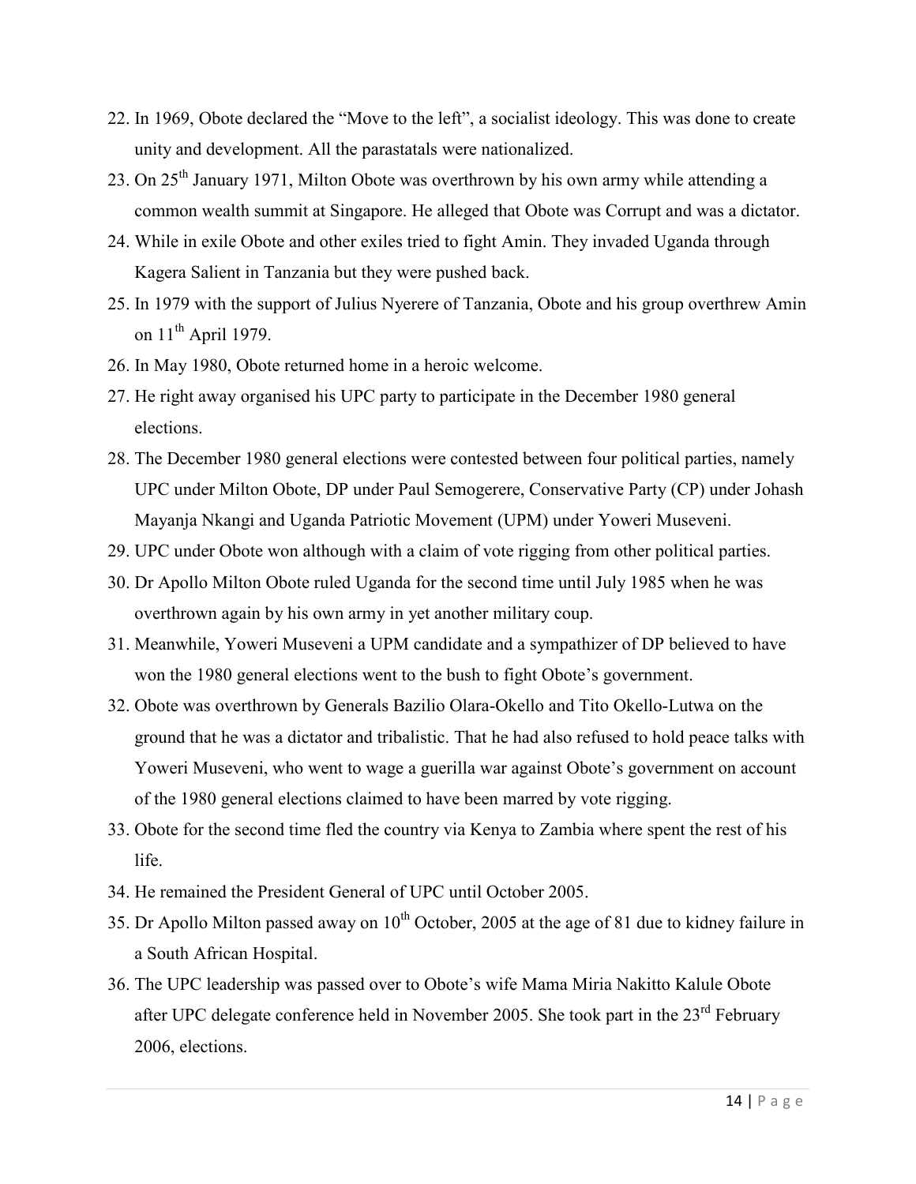22. In 1969, Obote declared the "Move to the left", a socialist ideology. This was done to create unity and development. All the parastatals were nationalized.
23. On 25th January 1971, Milton Obote was overthrown by his own army while attending a common wealth summit at Singapore. He alleged that Obote was Corrupt and was a dictator.
24. While in exile Obote and other exiles tried to fight Amin. They invaded Uganda through Kagera Salient in Tanzania but they were pushed back.
25. In 1979 with the support of Julius Nyerere of Tanzania, Obote and his group overthrew Amin on 11th April 1979.
26. In May 1980, Obote returned home in a heroic welcome.
27. He right away organised his UPC party to participate in the December 1980 general elections.
28. The December 1980 general elections were contested between four political parties, namely UPC under Milton Obote, DP under Paul Semogerere, Conservative Party (CP) under Johash Mayanja Nkangi and Uganda Patriotic Movement (UPM) under Yoweri Museveni.
29. UPC under Obote won although with a claim of vote rigging from other political parties.
30. Dr Apollo Milton Obote ruled Uganda for the second time until July 1985 when he was overthrown again by his own army in yet another military coup.
31. Meanwhile, Yoweri Museveni a UPM candidate and a sympathizer of DP believed to have won the 1980 general elections went to the bush to fight Obote's government.
32. Obote was overthrown by Generals Bazilio Olara-Okello and Tito Okello-Lutwa on the ground that he was a dictator and tribalistic. That he had also refused to hold peace talks with Yoweri Museveni, who went to wage a guerilla war against Obote's government on account of the 1980 general elections claimed to have been marred by vote rigging.
33. Obote for the second time fled the country via Kenya to Zambia where spent the rest of his life.
34. He remained the President General of UPC until October 2005.
35. Dr Apollo Milton passed away on 10th October, 2005 at the age of 81 due to kidney failure in a South African Hospital.
36. The UPC leadership was passed over to Obote's wife Mama Miria Nakitto Kalule Obote after UPC delegate conference held in November 2005. She took part in the 23rd February 2006, elections.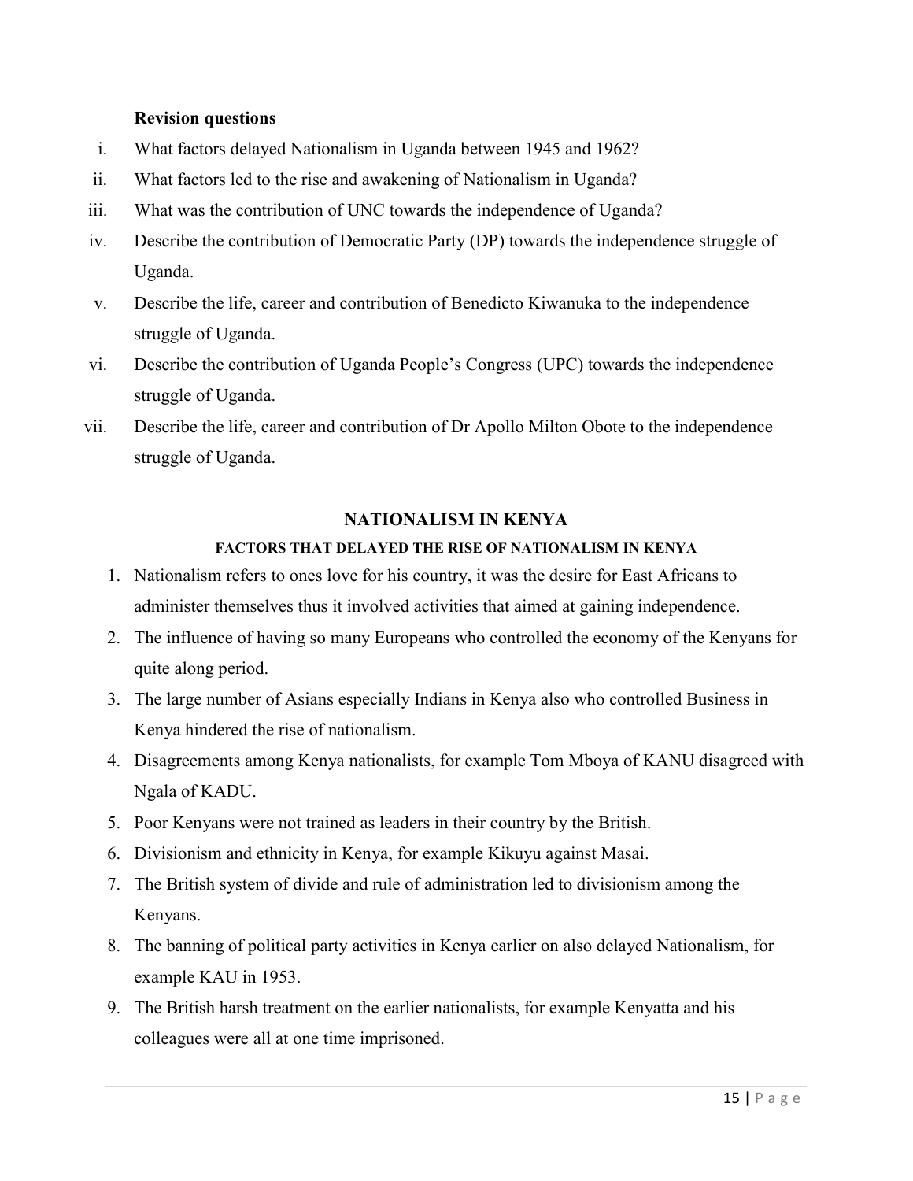**Revision questions**

i. What factors delayed Nationalism in Uganda between 1945 and 1962?
ii. What factors led to the rise and awakening of Nationalism in Uganda?
iii. What was the contribution of UNC towards the independence of Uganda?
iv. Describe the contribution of Democratic Party (DP) towards the independence struggle of Uganda.
v. Describe the life, career and contribution of Benedicto Kiwanuka to the independence struggle of Uganda.
vi. Describe the contribution of Uganda People's Congress (UPC) towards the independence struggle of Uganda.
vii. Describe the life, career and contribution of Dr Apollo Milton Obote to the independence struggle of Uganda.

## NATIONALISM IN KENYA

### FACTORS THAT DELAYED THE RISE OF NATIONALISM IN KENYA

1. Nationalism refers to ones love for his country, it was the desire for East Africans to administer themselves thus it involved activities that aimed at gaining independence.
2. The influence of having so many Europeans who controlled the economy of the Kenyans for quite along period.
3. The large number of Asians especially Indians in Kenya also who controlled Business in Kenya hindered the rise of nationalism.
4. Disagreements among Kenya nationalists, for example Tom Mboya of KANU disagreed with Ngala of KADU.
5. Poor Kenyans were not trained as leaders in their country by the British.
6. Divisionism and ethnicity in Kenya, for example Kikuyu against Masai.
7. The British system of divide and rule of administration led to divisionism among the Kenyans.
8. The banning of political party activities in Kenya earlier on also delayed Nationalism, for example KAU in 1953.
9. The British harsh treatment on the earlier nationalists, for example Kenyatta and his colleagues were all at one time imprisoned.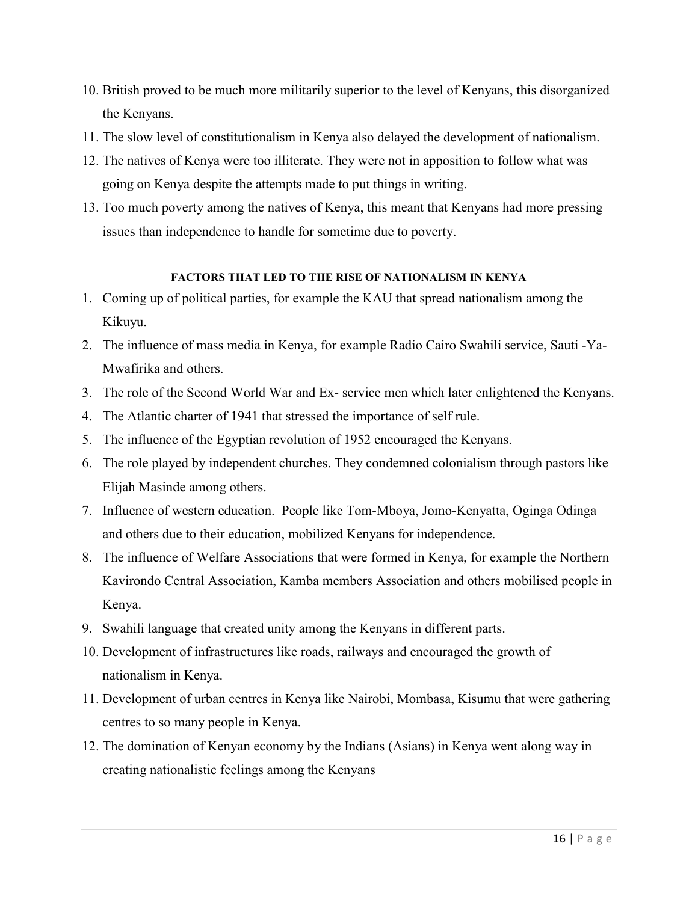10. British proved to be much more militarily superior to the level of Kenyans, this disorganized the Kenyans.
11. The slow level of constitutionalism in Kenya also delayed the development of nationalism.
12. The natives of Kenya were too illiterate. They were not in apposition to follow what was going on Kenya despite the attempts made to put things in writing.
13. Too much poverty among the natives of Kenya, this meant that Kenyans had more pressing issues than independence to handle for sometime due to poverty.

#### FACTORS THAT LED TO THE RISE OF NATIONALISM IN KENYA

1. Coming up of political parties, for example the KAU that spread nationalism among the Kikuyu.
2. The influence of mass media in Kenya, for example Radio Cairo Swahili service, Sauti -Ya-Mwafirika and others.
3. The role of the Second World War and Ex- service men which later enlightened the Kenyans.
4. The Atlantic charter of 1941 that stressed the importance of self rule.
5. The influence of the Egyptian revolution of 1952 encouraged the Kenyans.
6. The role played by independent churches. They condemned colonialism through pastors like Elijah Masinde among others.
7. Influence of western education. People like Tom-Mboya, Jomo-Kenyatta, Oginga Odinga and others due to their education, mobilized Kenyans for independence.
8. The influence of Welfare Associations that were formed in Kenya, for example the Northern Kavirondo Central Association, Kamba members Association and others mobilised people in Kenya.
9. Swahili language that created unity among the Kenyans in different parts.
10. Development of infrastructures like roads, railways and encouraged the growth of nationalism in Kenya.
11. Development of urban centres in Kenya like Nairobi, Mombasa, Kisumu that were gathering centres to so many people in Kenya.
12. The domination of Kenyan economy by the Indians (Asians) in Kenya went along way in creating nationalistic feelings among the Kenyans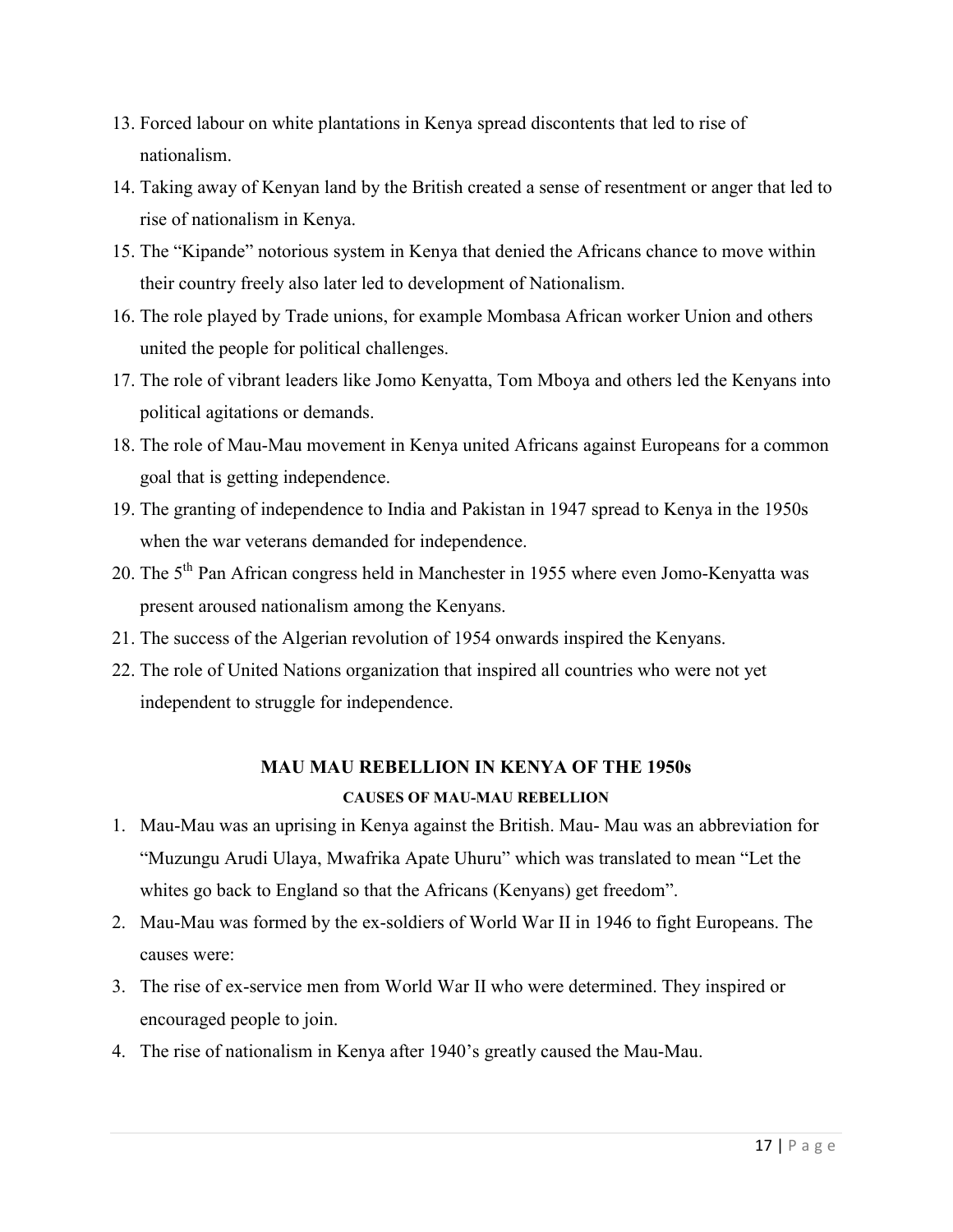13. Forced labour on white plantations in Kenya spread discontents that led to rise of nationalism.
14. Taking away of Kenyan land by the British created a sense of resentment or anger that led to rise of nationalism in Kenya.
15. The "Kipande" notorious system in Kenya that denied the Africans chance to move within their country freely also later led to development of Nationalism.
16. The role played by Trade unions, for example Mombasa African worker Union and others united the people for political challenges.
17. The role of vibrant leaders like Jomo Kenyatta, Tom Mboya and others led the Kenyans into political agitations or demands.
18. The role of Mau-Mau movement in Kenya united Africans against Europeans for a common goal that is getting independence.
19. The granting of independence to India and Pakistan in 1947 spread to Kenya in the 1950s when the war veterans demanded for independence.
20. The 5th Pan African congress held in Manchester in 1955 where even Jomo-Kenyatta was present aroused nationalism among the Kenyans.
21. The success of the Algerian revolution of 1954 onwards inspired the Kenyans.
22. The role of United Nations organization that inspired all countries who were not yet independent to struggle for independence.

## MAU MAU REBELLION IN KENYA OF THE 1950s

### CAUSES OF MAU-MAU REBELLION

1. Mau-Mau was an uprising in Kenya against the British. Mau- Mau was an abbreviation for "Muzungu Arudi Ulaya, Mwafrika Apate Uhuru" which was translated to mean "Let the whites go back to England so that the Africans (Kenyans) get freedom".
2. Mau-Mau was formed by the ex-soldiers of World War II in 1946 to fight Europeans. The causes were:
3. The rise of ex-service men from World War II who were determined. They inspired or encouraged people to join.
4. The rise of nationalism in Kenya after 1940's greatly caused the Mau-Mau.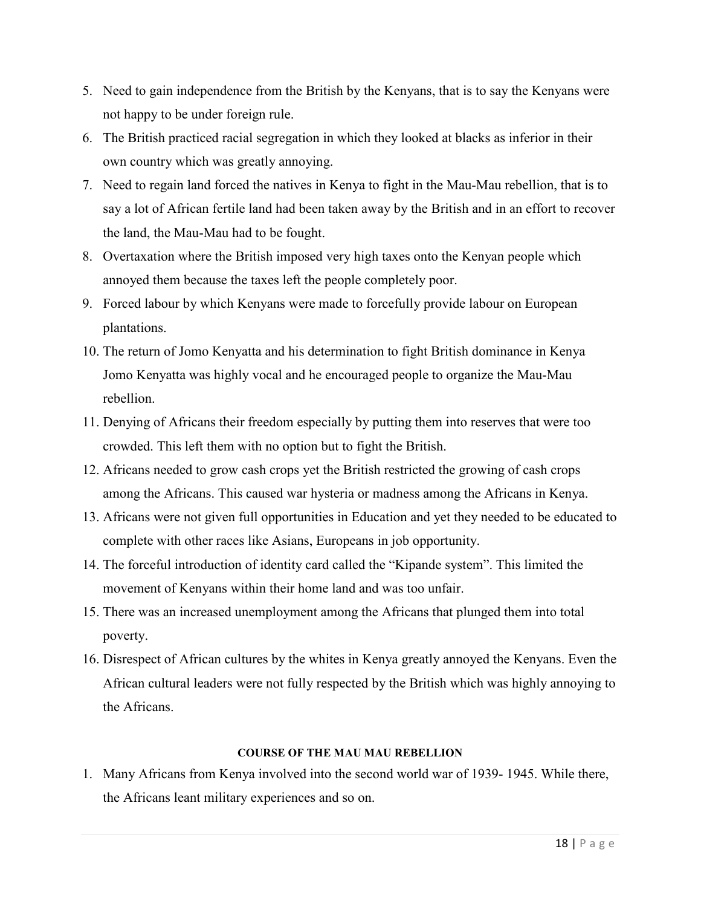5. Need to gain independence from the British by the Kenyans, that is to say the Kenyans were not happy to be under foreign rule.
6. The British practiced racial segregation in which they looked at blacks as inferior in their own country which was greatly annoying.
7. Need to regain land forced the natives in Kenya to fight in the Mau-Mau rebellion, that is to say a lot of African fertile land had been taken away by the British and in an effort to recover the land, the Mau-Mau had to be fought.
8. Overtaxation where the British imposed very high taxes onto the Kenyan people which annoyed them because the taxes left the people completely poor.
9. Forced labour by which Kenyans were made to forcefully provide labour on European plantations.
10. The return of Jomo Kenyatta and his determination to fight British dominance in Kenya Jomo Kenyatta was highly vocal and he encouraged people to organize the Mau-Mau rebellion.
11. Denying of Africans their freedom especially by putting them into reserves that were too crowded. This left them with no option but to fight the British.
12. Africans needed to grow cash crops yet the British restricted the growing of cash crops among the Africans. This caused war hysteria or madness among the Africans in Kenya.
13. Africans were not given full opportunities in Education and yet they needed to be educated to complete with other races like Asians, Europeans in job opportunity.
14. The forceful introduction of identity card called the "Kipande system". This limited the movement of Kenyans within their home land and was too unfair.
15. There was an increased unemployment among the Africans that plunged them into total poverty.
16. Disrespect of African cultures by the whites in Kenya greatly annoyed the Kenyans. Even the African cultural leaders were not fully respected by the British which was highly annoying to the Africans.

#### COURSE OF THE MAU MAU REBELLION

1. Many Africans from Kenya involved into the second world war of 1939- 1945. While there, the Africans leant military experiences and so on.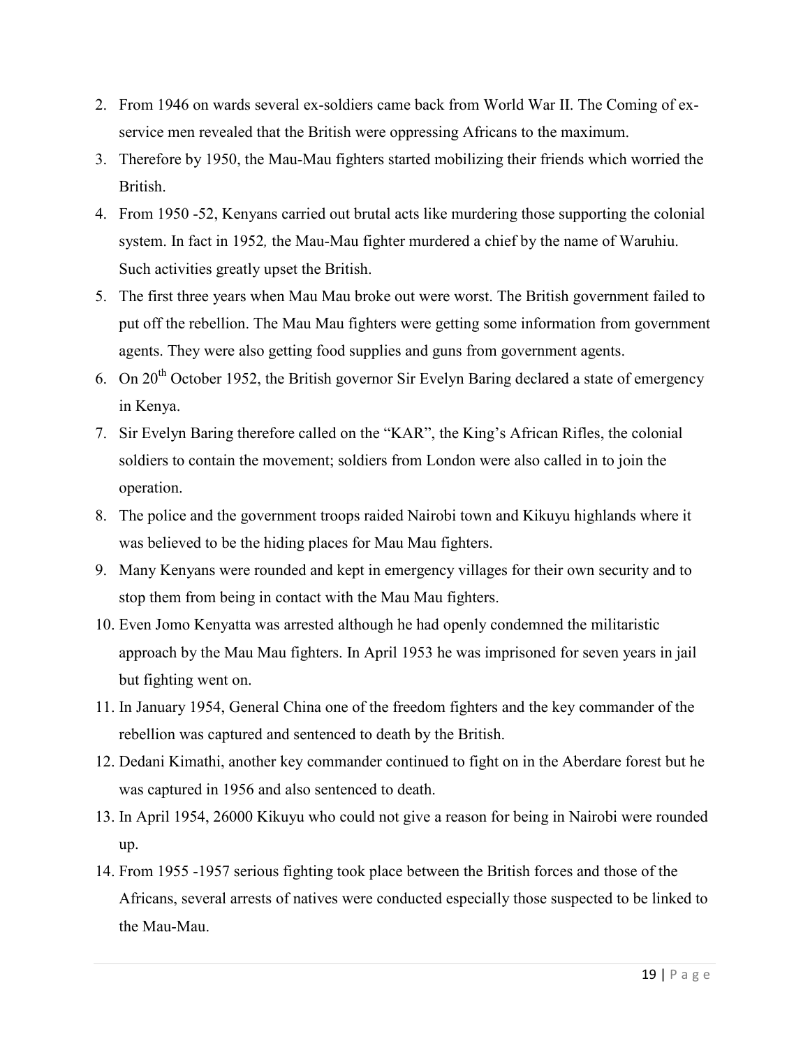2. From 1946 on wards several ex-soldiers came back from World War II. The Coming of ex-service men revealed that the British were oppressing Africans to the maximum.
3. Therefore by 1950, the Mau-Mau fighters started mobilizing their friends which worried the British.
4. From 1950 -52, Kenyans carried out brutal acts like murdering those supporting the colonial system. In fact in 1952*,* the Mau-Mau fighter murdered a chief by the name of Waruhiu. Such activities greatly upset the British.
5. The first three years when Mau Mau broke out were worst. The British government failed to put off the rebellion. The Mau Mau fighters were getting some information from government agents. They were also getting food supplies and guns from government agents.
6. On 20th October 1952, the British governor Sir Evelyn Baring declared a state of emergency in Kenya.
7. Sir Evelyn Baring therefore called on the "KAR", the King's African Rifles, the colonial soldiers to contain the movement; soldiers from London were also called in to join the operation.
8. The police and the government troops raided Nairobi town and Kikuyu highlands where it was believed to be the hiding places for Mau Mau fighters.
9. Many Kenyans were rounded and kept in emergency villages for their own security and to stop them from being in contact with the Mau Mau fighters.
10. Even Jomo Kenyatta was arrested although he had openly condemned the militaristic approach by the Mau Mau fighters. In April 1953 he was imprisoned for seven years in jail but fighting went on.
11. In January 1954, General China one of the freedom fighters and the key commander of the rebellion was captured and sentenced to death by the British.
12. Dedani Kimathi, another key commander continued to fight on in the Aberdare forest but he was captured in 1956 and also sentenced to death.
13. In April 1954, 26000 Kikuyu who could not give a reason for being in Nairobi were rounded up.
14. From 1955 -1957 serious fighting took place between the British forces and those of the Africans, several arrests of natives were conducted especially those suspected to be linked to the Mau-Mau.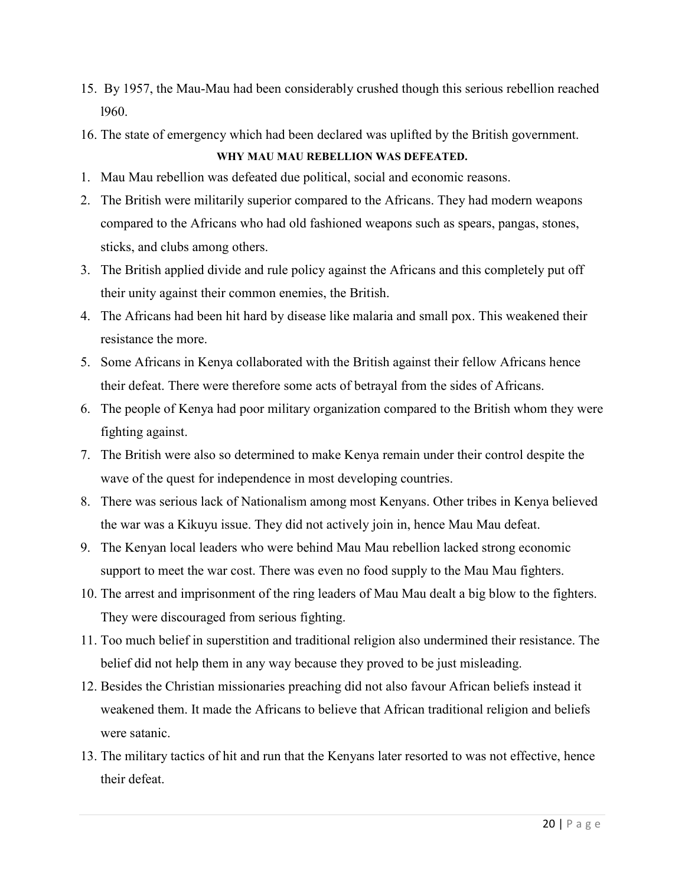15. By 1957, the Mau-Mau had been considerably crushed though this serious rebellion reached l960.
16. The state of emergency which had been declared was uplifted by the British government.

**WHY MAU MAU REBELLION WAS DEFEATED.**

1. Mau Mau rebellion was defeated due political, social and economic reasons.
2. The British were militarily superior compared to the Africans. They had modern weapons compared to the Africans who had old fashioned weapons such as spears, pangas, stones, sticks, and clubs among others.
3. The British applied divide and rule policy against the Africans and this completely put off their unity against their common enemies, the British.
4. The Africans had been hit hard by disease like malaria and small pox. This weakened their resistance the more.
5. Some Africans in Kenya collaborated with the British against their fellow Africans hence their defeat. There were therefore some acts of betrayal from the sides of Africans.
6. The people of Kenya had poor military organization compared to the British whom they were fighting against.
7. The British were also so determined to make Kenya remain under their control despite the wave of the quest for independence in most developing countries.
8. There was serious lack of Nationalism among most Kenyans. Other tribes in Kenya believed the war was a Kikuyu issue. They did not actively join in, hence Mau Mau defeat.
9. The Kenyan local leaders who were behind Mau Mau rebellion lacked strong economic support to meet the war cost. There was even no food supply to the Mau Mau fighters.
10. The arrest and imprisonment of the ring leaders of Mau Mau dealt a big blow to the fighters. They were discouraged from serious fighting.
11. Too much belief in superstition and traditional religion also undermined their resistance. The belief did not help them in any way because they proved to be just misleading.
12. Besides the Christian missionaries preaching did not also favour African beliefs instead it weakened them. It made the Africans to believe that African traditional religion and beliefs were satanic.
13. The military tactics of hit and run that the Kenyans later resorted to was not effective, hence their defeat.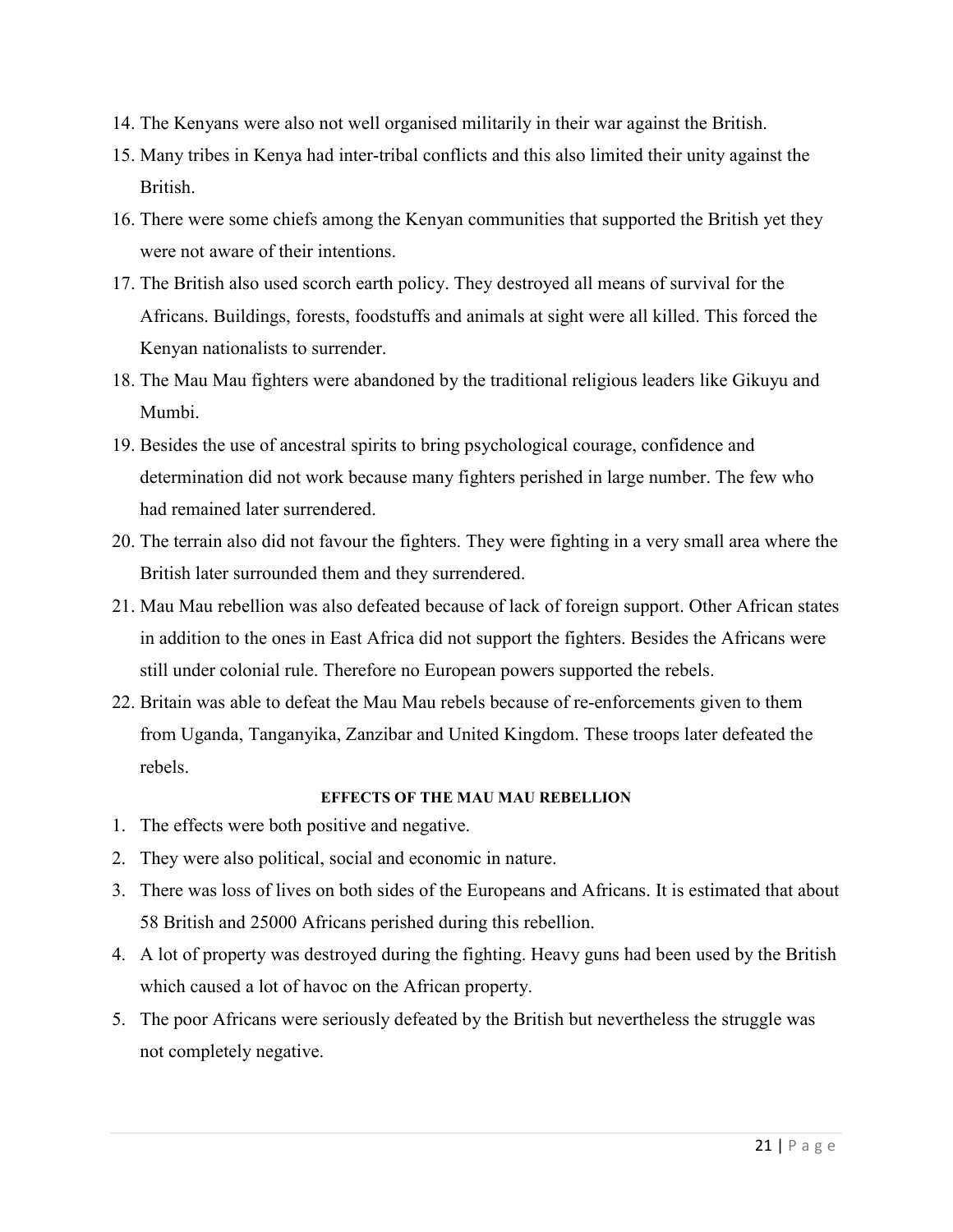14. The Kenyans were also not well organised militarily in their war against the British.
15. Many tribes in Kenya had inter-tribal conflicts and this also limited their unity against the British.
16. There were some chiefs among the Kenyan communities that supported the British yet they were not aware of their intentions.
17. The British also used scorch earth policy. They destroyed all means of survival for the Africans. Buildings, forests, foodstuffs and animals at sight were all killed. This forced the Kenyan nationalists to surrender.
18. The Mau Mau fighters were abandoned by the traditional religious leaders like Gikuyu and Mumbi.
19. Besides the use of ancestral spirits to bring psychological courage, confidence and determination did not work because many fighters perished in large number. The few who had remained later surrendered.
20. The terrain also did not favour the fighters. They were fighting in a very small area where the British later surrounded them and they surrendered.
21. Mau Mau rebellion was also defeated because of lack of foreign support. Other African states in addition to the ones in East Africa did not support the fighters. Besides the Africans were still under colonial rule. Therefore no European powers supported the rebels.
22. Britain was able to defeat the Mau Mau rebels because of re-enforcements given to them from Uganda, Tanganyika, Zanzibar and United Kingdom. These troops later defeated the rebels.

**EFFECTS OF THE MAU MAU REBELLION**

1. The effects were both positive and negative.
2. They were also political, social and economic in nature.
3. There was loss of lives on both sides of the Europeans and Africans. It is estimated that about 58 British and 25000 Africans perished during this rebellion.
4. A lot of property was destroyed during the fighting. Heavy guns had been used by the British which caused a lot of havoc on the African property.
5. The poor Africans were seriously defeated by the British but nevertheless the struggle was not completely negative.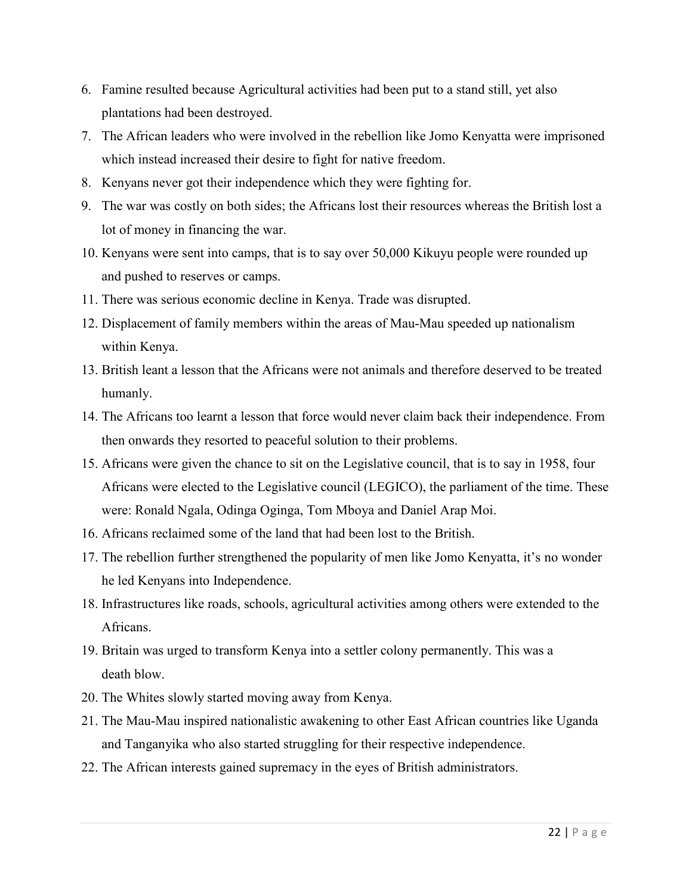6. Famine resulted because Agricultural activities had been put to a stand still, yet also plantations had been destroyed.
7. The African leaders who were involved in the rebellion like Jomo Kenyatta were imprisoned which instead increased their desire to fight for native freedom.
8. Kenyans never got their independence which they were fighting for.
9. The war was costly on both sides; the Africans lost their resources whereas the British lost a lot of money in financing the war.
10. Kenyans were sent into camps, that is to say over 50,000 Kikuyu people were rounded up and pushed to reserves or camps.
11. There was serious economic decline in Kenya. Trade was disrupted.
12. Displacement of family members within the areas of Mau-Mau speeded up nationalism within Kenya.
13. British leant a lesson that the Africans were not animals and therefore deserved to be treated humanly.
14. The Africans too learnt a lesson that force would never claim back their independence. From then onwards they resorted to peaceful solution to their problems.
15. Africans were given the chance to sit on the Legislative council, that is to say in 1958, four Africans were elected to the Legislative council (LEGICO), the parliament of the time. These were: Ronald Ngala, Odinga Oginga, Tom Mboya and Daniel Arap Moi.
16. Africans reclaimed some of the land that had been lost to the British.
17. The rebellion further strengthened the popularity of men like Jomo Kenyatta, it's no wonder he led Kenyans into Independence.
18. Infrastructures like roads, schools, agricultural activities among others were extended to the Africans.
19. Britain was urged to transform Kenya into a settler colony permanently. This was a death blow.
20. The Whites slowly started moving away from Kenya.
21. The Mau-Mau inspired nationalistic awakening to other East African countries like Uganda and Tanganyika who also started struggling for their respective independence.
22. The African interests gained supremacy in the eyes of British administrators.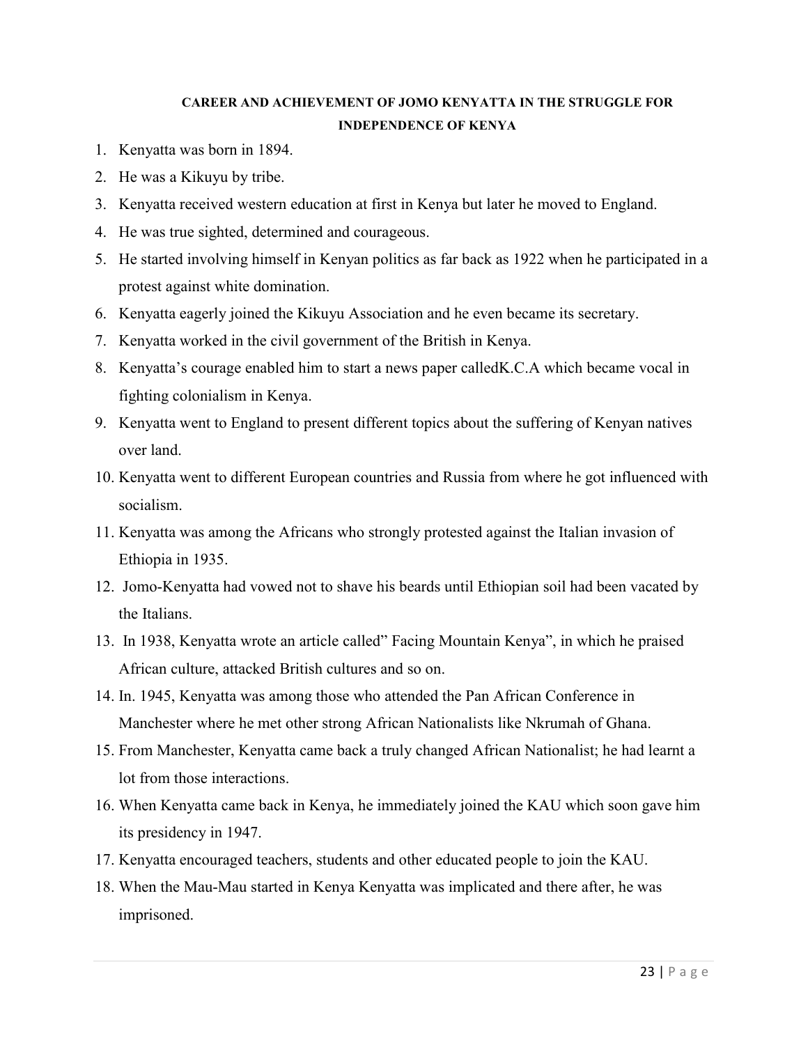**CAREER AND ACHIEVEMENT OF JOMO KENYATTA IN THE STRUGGLE FOR INDEPENDENCE OF KENYA**

1. Kenyatta was born in 1894.
2. He was a Kikuyu by tribe.
3. Kenyatta received western education at first in Kenya but later he moved to England.
4. He was true sighted, determined and courageous.
5. He started involving himself in Kenyan politics as far back as 1922 when he participated in a protest against white domination.
6. Kenyatta eagerly joined the Kikuyu Association and he even became its secretary.
7. Kenyatta worked in the civil government of the British in Kenya.
8. Kenyatta's courage enabled him to start a news paper calledK.C.A which became vocal in fighting colonialism in Kenya.
9. Kenyatta went to England to present different topics about the suffering of Kenyan natives over land.
10. Kenyatta went to different European countries and Russia from where he got influenced with socialism.
11. Kenyatta was among the Africans who strongly protested against the Italian invasion of Ethiopia in 1935.
12. Jomo-Kenyatta had vowed not to shave his beards until Ethiopian soil had been vacated by the Italians.
13. In 1938, Kenyatta wrote an article called" Facing Mountain Kenya", in which he praised African culture, attacked British cultures and so on.
14. In. 1945, Kenyatta was among those who attended the Pan African Conference in Manchester where he met other strong African Nationalists like Nkrumah of Ghana.
15. From Manchester, Kenyatta came back a truly changed African Nationalist; he had learnt a lot from those interactions.
16. When Kenyatta came back in Kenya, he immediately joined the KAU which soon gave him its presidency in 1947.
17. Kenyatta encouraged teachers, students and other educated people to join the KAU.
18. When the Mau-Mau started in Kenya Kenyatta was implicated and there after, he was imprisoned.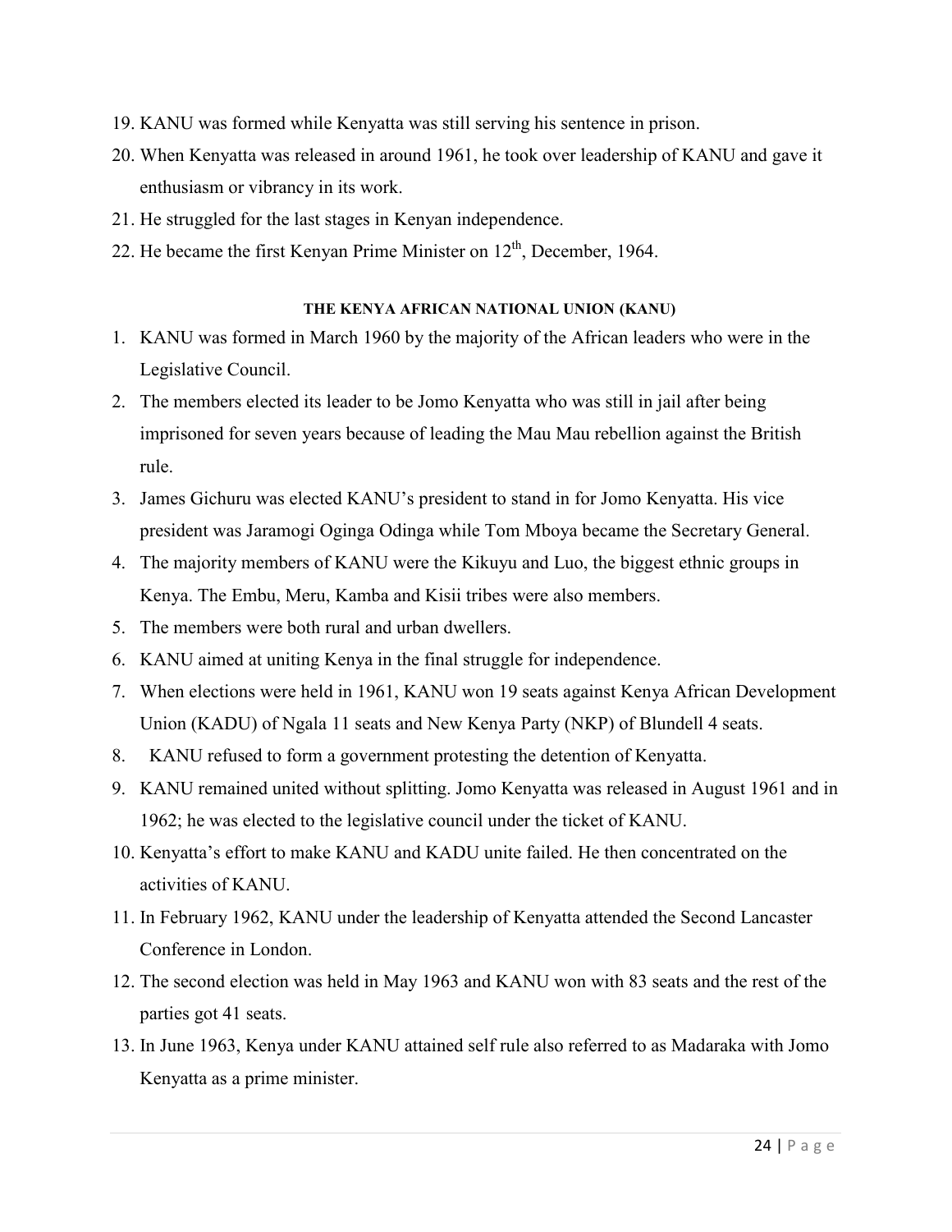19. KANU was formed while Kenyatta was still serving his sentence in prison.
20. When Kenyatta was released in around 1961, he took over leadership of KANU and gave it enthusiasm or vibrancy in its work.
21. He struggled for the last stages in Kenyan independence.
22. He became the first Kenyan Prime Minister on 12th, December, 1964.

#### THE KENYA AFRICAN NATIONAL UNION (KANU)

1. KANU was formed in March 1960 by the majority of the African leaders who were in the Legislative Council.
2. The members elected its leader to be Jomo Kenyatta who was still in jail after being imprisoned for seven years because of leading the Mau Mau rebellion against the British rule.
3. James Gichuru was elected KANU's president to stand in for Jomo Kenyatta. His vice president was Jaramogi Oginga Odinga while Tom Mboya became the Secretary General.
4. The majority members of KANU were the Kikuyu and Luo, the biggest ethnic groups in Kenya. The Embu, Meru, Kamba and Kisii tribes were also members.
5. The members were both rural and urban dwellers.
6. KANU aimed at uniting Kenya in the final struggle for independence.
7. When elections were held in 1961, KANU won 19 seats against Kenya African Development Union (KADU) of Ngala 11 seats and New Kenya Party (NKP) of Blundell 4 seats.
8. KANU refused to form a government protesting the detention of Kenyatta.
9. KANU remained united without splitting. Jomo Kenyatta was released in August 1961 and in 1962; he was elected to the legislative council under the ticket of KANU.
10. Kenyatta's effort to make KANU and KADU unite failed. He then concentrated on the activities of KANU.
11. In February 1962, KANU under the leadership of Kenyatta attended the Second Lancaster Conference in London.
12. The second election was held in May 1963 and KANU won with 83 seats and the rest of the parties got 41 seats.
13. In June 1963, Kenya under KANU attained self rule also referred to as Madaraka with Jomo Kenyatta as a prime minister.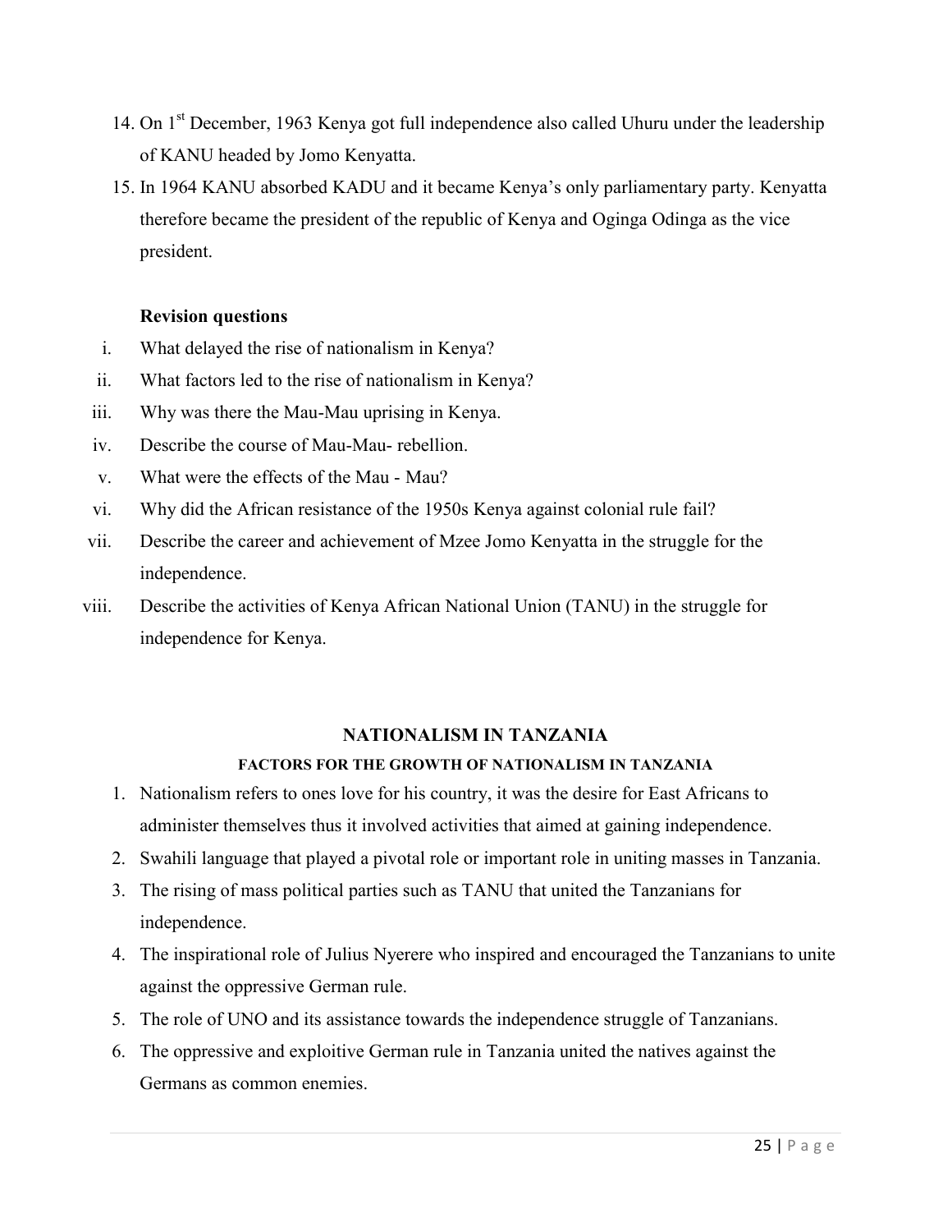14. On 1st December, 1963 Kenya got full independence also called Uhuru under the leadership of KANU headed by Jomo Kenyatta.
15. In 1964 KANU absorbed KADU and it became Kenya's only parliamentary party. Kenyatta therefore became the president of the republic of Kenya and Oginga Odinga as the vice president.

**Revision questions**

i. What delayed the rise of nationalism in Kenya?
ii. What factors led to the rise of nationalism in Kenya?
iii. Why was there the Mau-Mau uprising in Kenya.
iv. Describe the course of Mau-Mau- rebellion.
v. What were the effects of the Mau - Mau?
vi. Why did the African resistance of the 1950s Kenya against colonial rule fail?
vii. Describe the career and achievement of Mzee Jomo Kenyatta in the struggle for the independence.
viii. Describe the activities of Kenya African National Union (TANU) in the struggle for independence for Kenya.

## NATIONALISM IN TANZANIA

### FACTORS FOR THE GROWTH OF NATIONALISM IN TANZANIA

1. Nationalism refers to ones love for his country, it was the desire for East Africans to administer themselves thus it involved activities that aimed at gaining independence.
2. Swahili language that played a pivotal role or important role in uniting masses in Tanzania.
3. The rising of mass political parties such as TANU that united the Tanzanians for independence.
4. The inspirational role of Julius Nyerere who inspired and encouraged the Tanzanians to unite against the oppressive German rule.
5. The role of UNO and its assistance towards the independence struggle of Tanzanians.
6. The oppressive and exploitive German rule in Tanzania united the natives against the Germans as common enemies.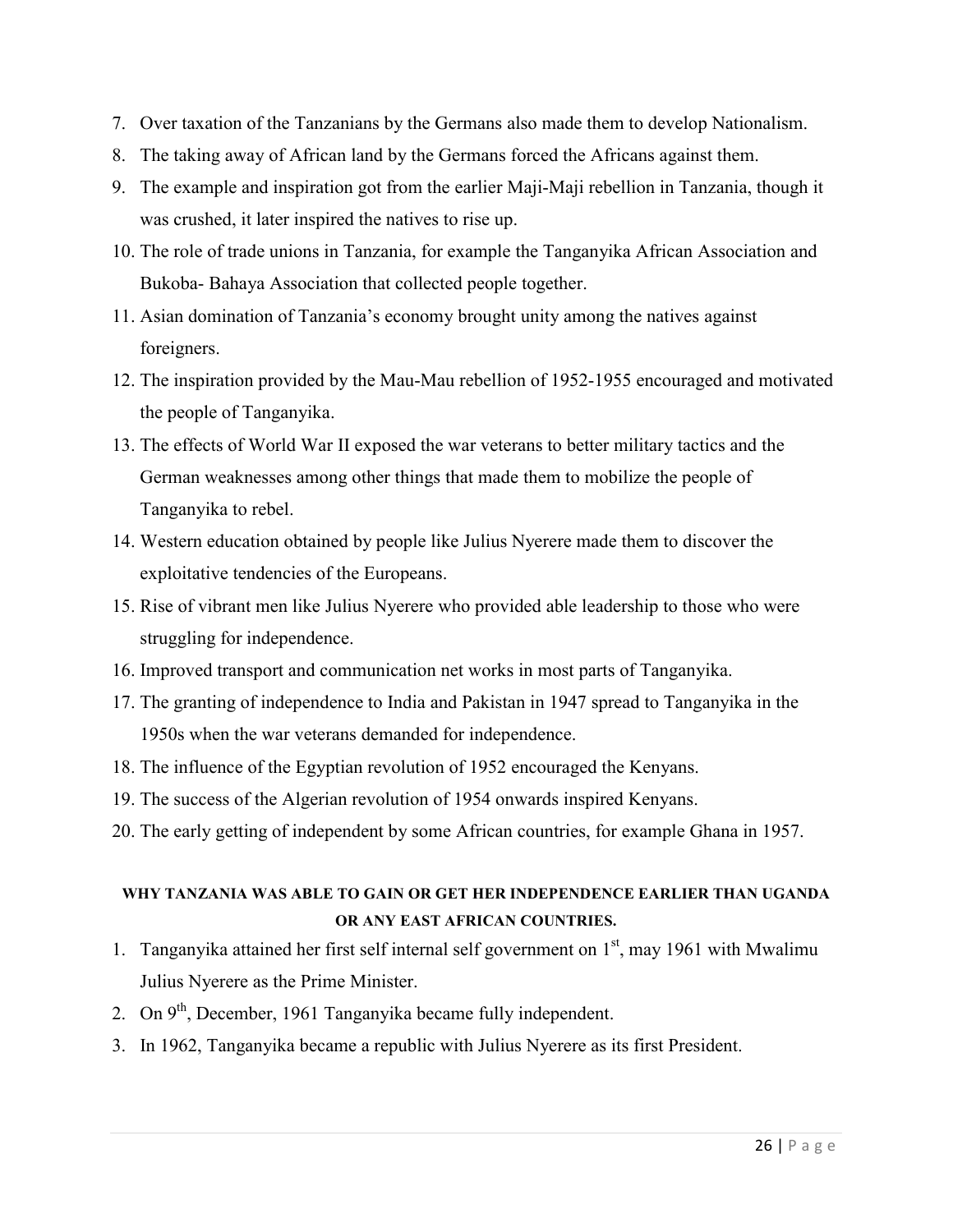7. Over taxation of the Tanzanians by the Germans also made them to develop Nationalism.
8. The taking away of African land by the Germans forced the Africans against them.
9. The example and inspiration got from the earlier Maji-Maji rebellion in Tanzania, though it was crushed, it later inspired the natives to rise up.
10. The role of trade unions in Tanzania, for example the Tanganyika African Association and Bukoba- Bahaya Association that collected people together.
11. Asian domination of Tanzania's economy brought unity among the natives against foreigners.
12. The inspiration provided by the Mau-Mau rebellion of 1952-1955 encouraged and motivated the people of Tanganyika.
13. The effects of World War II exposed the war veterans to better military tactics and the German weaknesses among other things that made them to mobilize the people of Tanganyika to rebel.
14. Western education obtained by people like Julius Nyerere made them to discover the exploitative tendencies of the Europeans.
15. Rise of vibrant men like Julius Nyerere who provided able leadership to those who were struggling for independence.
16. Improved transport and communication net works in most parts of Tanganyika.
17. The granting of independence to India and Pakistan in 1947 spread to Tanganyika in the 1950s when the war veterans demanded for independence.
18. The influence of the Egyptian revolution of 1952 encouraged the Kenyans.
19. The success of the Algerian revolution of 1954 onwards inspired Kenyans.
20. The early getting of independent by some African countries, for example Ghana in 1957.

**WHY TANZANIA WAS ABLE TO GAIN OR GET HER INDEPENDENCE EARLIER THAN UGANDA OR ANY EAST AFRICAN COUNTRIES.**

1. Tanganyika attained her first self internal self government on 1st, may 1961 with Mwalimu Julius Nyerere as the Prime Minister.
2. On 9th, December, 1961 Tanganyika became fully independent.
3. In 1962, Tanganyika became a republic with Julius Nyerere as its first President.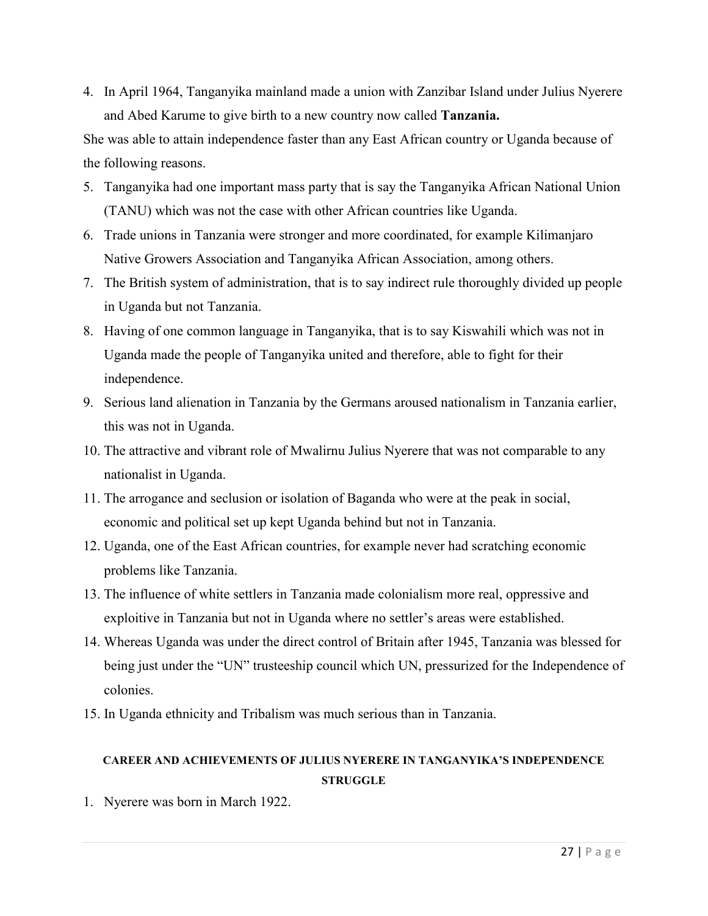4. In April 1964, Tanganyika mainland made a union with Zanzibar Island under Julius Nyerere and Abed Karume to give birth to a new country now called **Tanzania.**

She was able to attain independence faster than any East African country or Uganda because of the following reasons.

5. Tanganyika had one important mass party that is say the Tanganyika African National Union (TANU) which was not the case with other African countries like Uganda.
6. Trade unions in Tanzania were stronger and more coordinated, for example Kilimanjaro Native Growers Association and Tanganyika African Association, among others.
7. The British system of administration, that is to say indirect rule thoroughly divided up people in Uganda but not Tanzania.
8. Having of one common language in Tanganyika, that is to say Kiswahili which was not in Uganda made the people of Tanganyika united and therefore, able to fight for their independence.
9. Serious land alienation in Tanzania by the Germans aroused nationalism in Tanzania earlier, this was not in Uganda.
10. The attractive and vibrant role of Mwalirnu Julius Nyerere that was not comparable to any nationalist in Uganda.
11. The arrogance and seclusion or isolation of Baganda who were at the peak in social, economic and political set up kept Uganda behind but not in Tanzania.
12. Uganda, one of the East African countries, for example never had scratching economic problems like Tanzania.
13. The influence of white settlers in Tanzania made colonialism more real, oppressive and exploitive in Tanzania but not in Uganda where no settler's areas were established.
14. Whereas Uganda was under the direct control of Britain after 1945, Tanzania was blessed for being just under the "UN" trusteeship council which UN, pressurized for the Independence of colonies.
15. In Uganda ethnicity and Tribalism was much serious than in Tanzania.

## CAREER AND ACHIEVEMENTS OF JULIUS NYERERE IN TANGANYIKA'S INDEPENDENCE STRUGGLE

1. Nyerere was born in March 1922.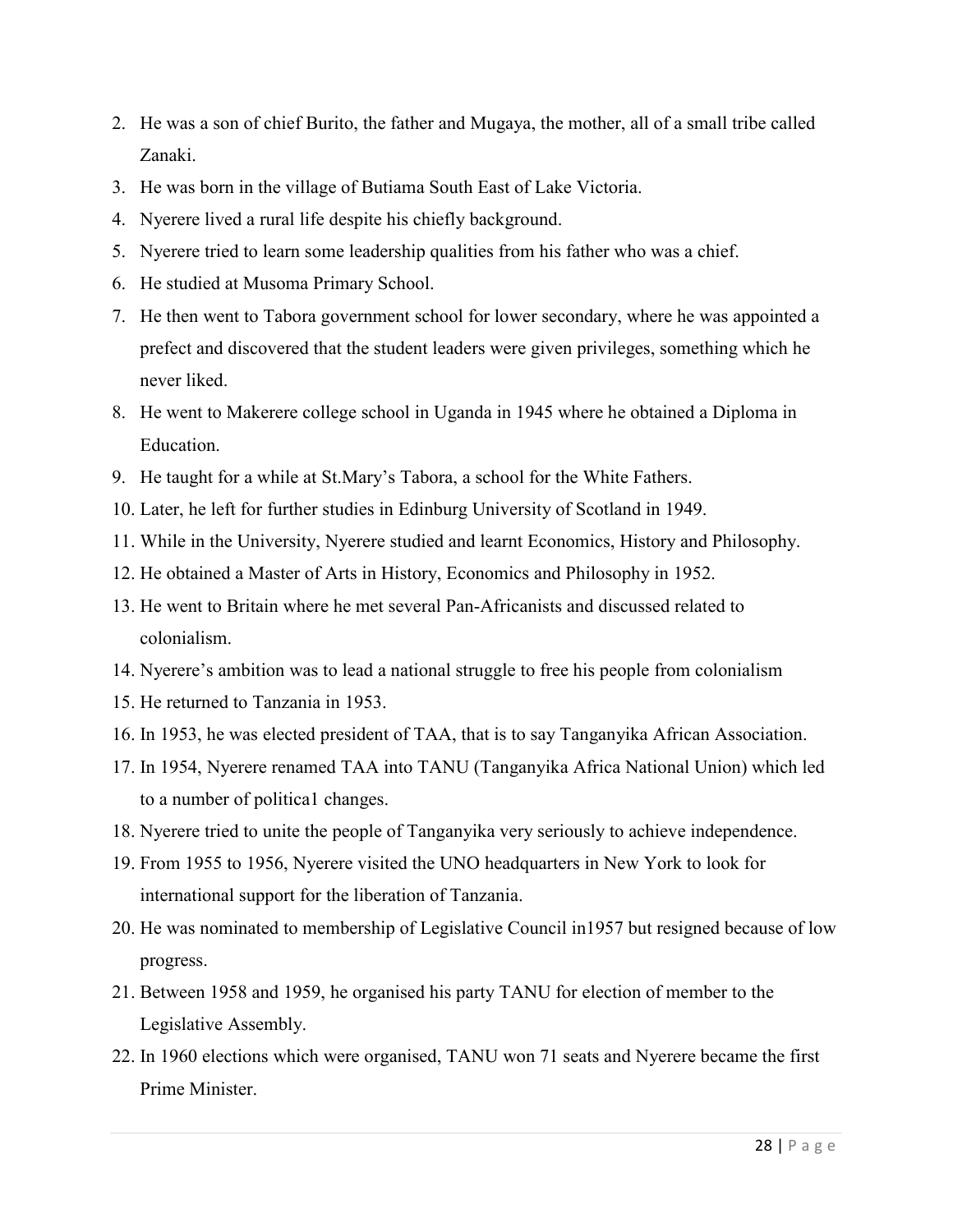2. He was a son of chief Burito, the father and Mugaya, the mother, all of a small tribe called Zanaki.
3. He was born in the village of Butiama South East of Lake Victoria.
4. Nyerere lived a rural life despite his chiefly background.
5. Nyerere tried to learn some leadership qualities from his father who was a chief.
6. He studied at Musoma Primary School.
7. He then went to Tabora government school for lower secondary, where he was appointed a prefect and discovered that the student leaders were given privileges, something which he never liked.
8. He went to Makerere college school in Uganda in 1945 where he obtained a Diploma in Education.
9. He taught for a while at St.Mary's Tabora, a school for the White Fathers.
10. Later, he left for further studies in Edinburg University of Scotland in 1949.
11. While in the University, Nyerere studied and learnt Economics, History and Philosophy.
12. He obtained a Master of Arts in History, Economics and Philosophy in 1952.
13. He went to Britain where he met several Pan-Africanists and discussed related to colonialism.
14. Nyerere's ambition was to lead a national struggle to free his people from colonialism
15. He returned to Tanzania in 1953.
16. In 1953, he was elected president of TAA, that is to say Tanganyika African Association.
17. In 1954, Nyerere renamed TAA into TANU (Tanganyika Africa National Union) which led to a number of politica1 changes.
18. Nyerere tried to unite the people of Tanganyika very seriously to achieve independence.
19. From 1955 to 1956, Nyerere visited the UNO headquarters in New York to look for international support for the liberation of Tanzania.
20. He was nominated to membership of Legislative Council in1957 but resigned because of low progress.
21. Between 1958 and 1959, he organised his party TANU for election of member to the Legislative Assembly.
22. In 1960 elections which were organised, TANU won 71 seats and Nyerere became the first Prime Minister.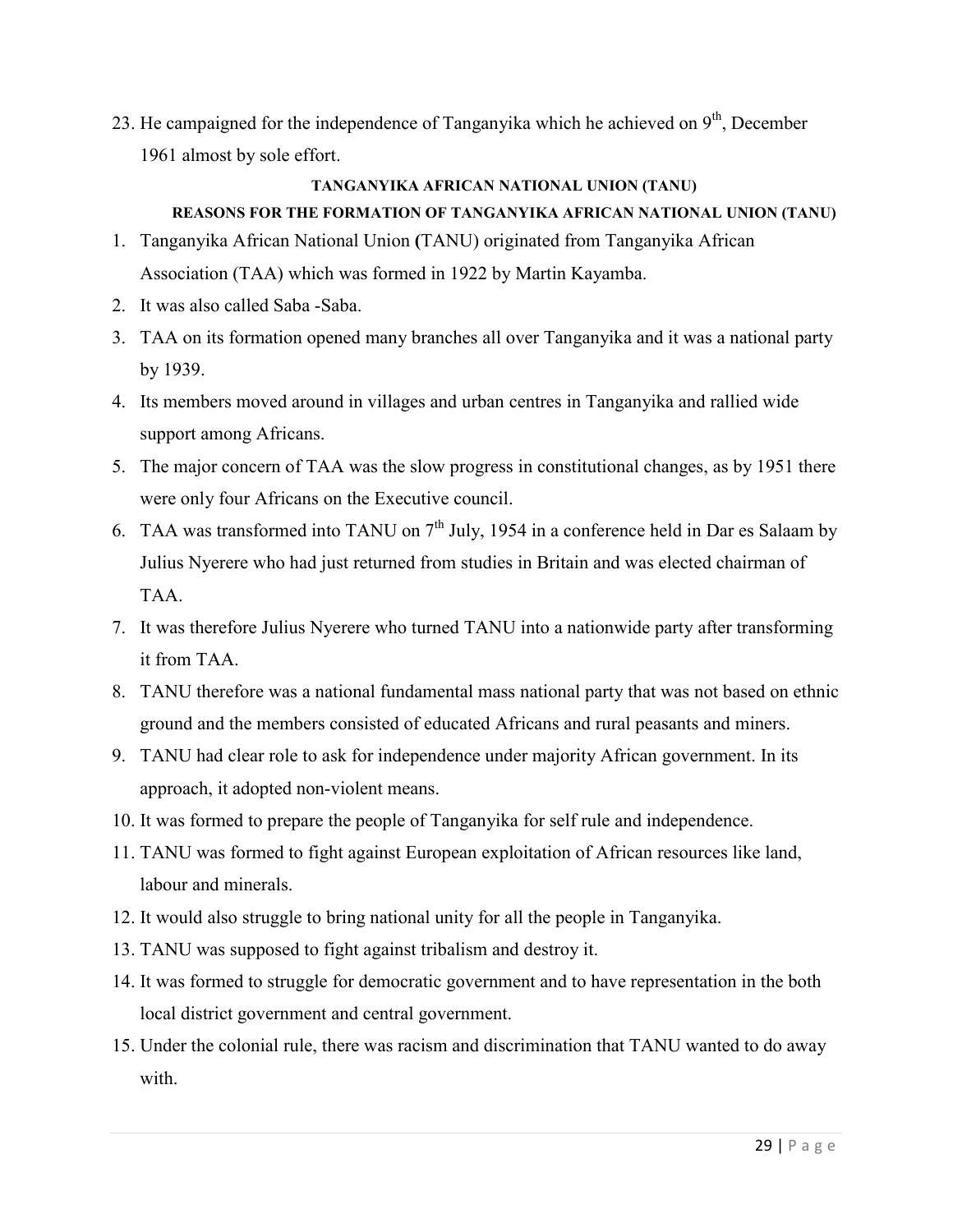23. He campaigned for the independence of Tanganyika which he achieved on 9th, December 1961 almost by sole effort.

### TANGANYIKA AFRICAN NATIONAL UNION (TANU)

#### REASONS FOR THE FORMATION OF TANGANYIKA AFRICAN NATIONAL UNION (TANU)

1. Tanganyika African National Union **(**TANU) originated from Tanganyika African Association (TAA) which was formed in 1922 by Martin Kayamba.
2. It was also called Saba -Saba.
3. TAA on its formation opened many branches all over Tanganyika and it was a national party by 1939.
4. Its members moved around in villages and urban centres in Tanganyika and rallied wide support among Africans.
5. The major concern of TAA was the slow progress in constitutional changes, as by 1951 there were only four Africans on the Executive council.
6. TAA was transformed into TANU on 7th July, 1954 in a conference held in Dar es Salaam by Julius Nyerere who had just returned from studies in Britain and was elected chairman of TAA.
7. It was therefore Julius Nyerere who turned TANU into a nationwide party after transforming it from TAA.
8. TANU therefore was a national fundamental mass national party that was not based on ethnic ground and the members consisted of educated Africans and rural peasants and miners.
9. TANU had clear role to ask for independence under majority African government. In its approach, it adopted non-violent means.
10. It was formed to prepare the people of Tanganyika for self rule and independence.
11. TANU was formed to fight against European exploitation of African resources like land, labour and minerals.
12. It would also struggle to bring national unity for all the people in Tanganyika.
13. TANU was supposed to fight against tribalism and destroy it.
14. It was formed to struggle for democratic government and to have representation in the both local district government and central government.
15. Under the colonial rule, there was racism and discrimination that TANU wanted to do away with.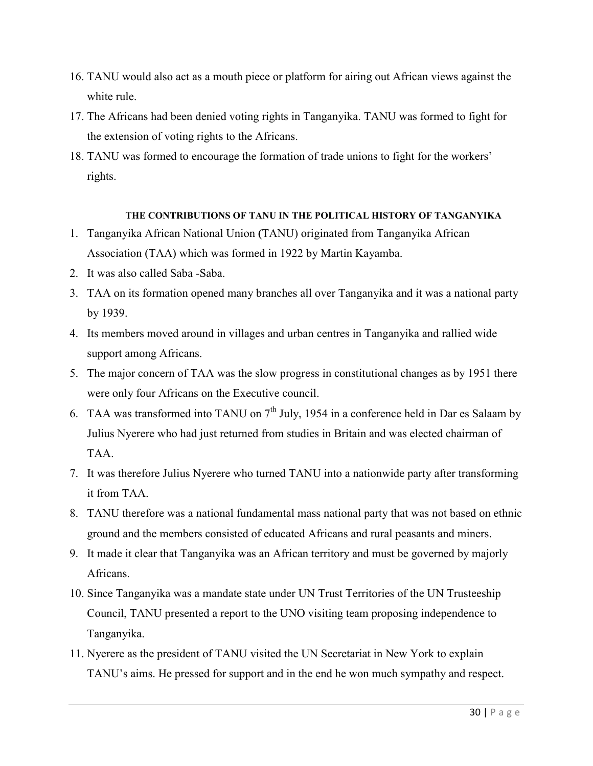16. TANU would also act as a mouth piece or platform for airing out African views against the white rule.
17. The Africans had been denied voting rights in Tanganyika. TANU was formed to fight for the extension of voting rights to the Africans.
18. TANU was formed to encourage the formation of trade unions to fight for the workers' rights.

#### THE CONTRIBUTIONS OF TANU IN THE POLITICAL HISTORY OF TANGANYIKA

1. Tanganyika African National Union **(**TANU) originated from Tanganyika African Association (TAA) which was formed in 1922 by Martin Kayamba.
2. It was also called Saba -Saba.
3. TAA on its formation opened many branches all over Tanganyika and it was a national party by 1939.
4. Its members moved around in villages and urban centres in Tanganyika and rallied wide support among Africans.
5. The major concern of TAA was the slow progress in constitutional changes as by 1951 there were only four Africans on the Executive council.
6. TAA was transformed into TANU on 7th July, 1954 in a conference held in Dar es Salaam by Julius Nyerere who had just returned from studies in Britain and was elected chairman of TAA.
7. It was therefore Julius Nyerere who turned TANU into a nationwide party after transforming it from TAA.
8. TANU therefore was a national fundamental mass national party that was not based on ethnic ground and the members consisted of educated Africans and rural peasants and miners.
9. It made it clear that Tanganyika was an African territory and must be governed by majorly Africans.
10. Since Tanganyika was a mandate state under UN Trust Territories of the UN Trusteeship Council, TANU presented a report to the UNO visiting team proposing independence to Tanganyika.
11. Nyerere as the president of TANU visited the UN Secretariat in New York to explain TANU's aims. He pressed for support and in the end he won much sympathy and respect.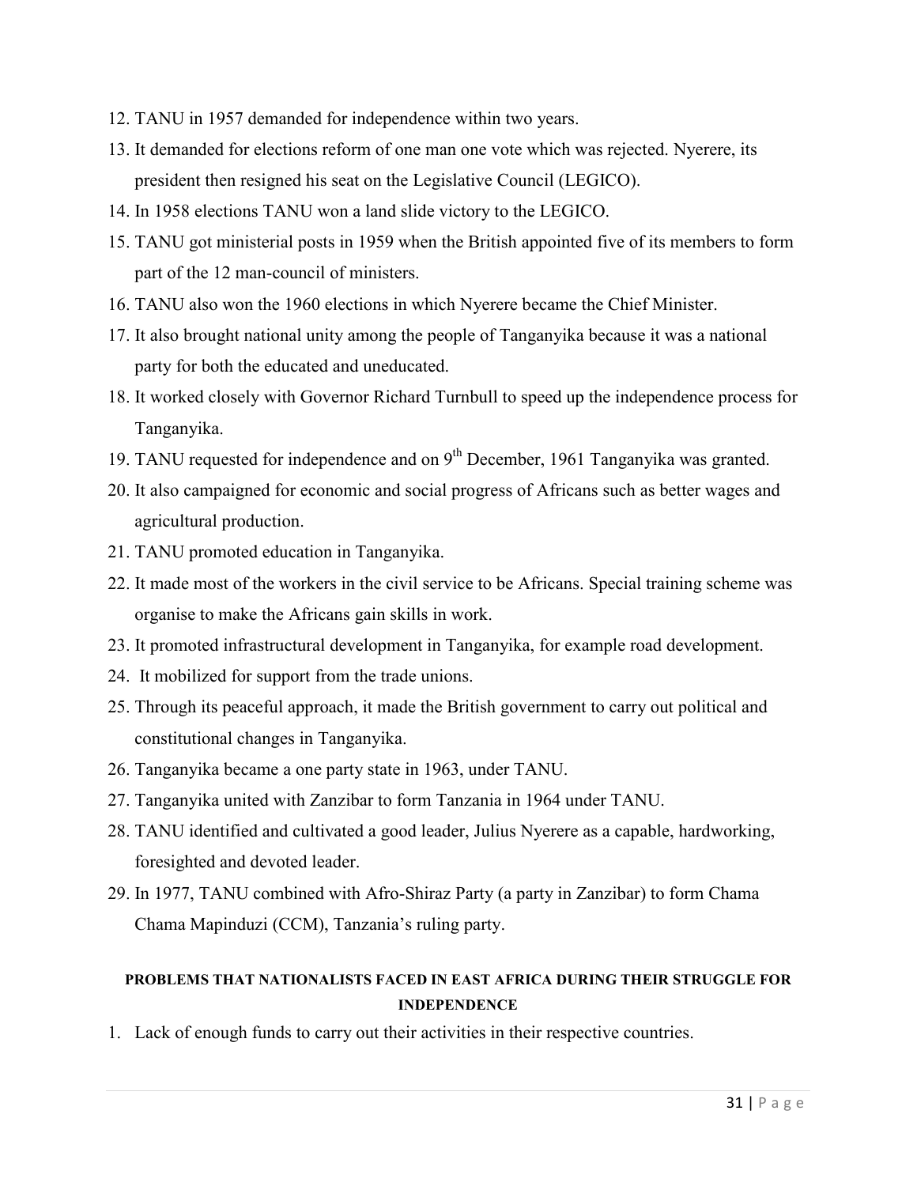12. TANU in 1957 demanded for independence within two years.
13. It demanded for elections reform of one man one vote which was rejected. Nyerere, its president then resigned his seat on the Legislative Council (LEGICO).
14. In 1958 elections TANU won a land slide victory to the LEGICO.
15. TANU got ministerial posts in 1959 when the British appointed five of its members to form part of the 12 man-council of ministers.
16. TANU also won the 1960 elections in which Nyerere became the Chief Minister.
17. It also brought national unity among the people of Tanganyika because it was a national party for both the educated and uneducated.
18. It worked closely with Governor Richard Turnbull to speed up the independence process for Tanganyika.
19. TANU requested for independence and on 9th December, 1961 Tanganyika was granted.
20. It also campaigned for economic and social progress of Africans such as better wages and agricultural production.
21. TANU promoted education in Tanganyika.
22. It made most of the workers in the civil service to be Africans. Special training scheme was organise to make the Africans gain skills in work.
23. It promoted infrastructural development in Tanganyika, for example road development.
24. It mobilized for support from the trade unions.
25. Through its peaceful approach, it made the British government to carry out political and constitutional changes in Tanganyika.
26. Tanganyika became a one party state in 1963, under TANU.
27. Tanganyika united with Zanzibar to form Tanzania in 1964 under TANU.
28. TANU identified and cultivated a good leader, Julius Nyerere as a capable, hardworking, foresighted and devoted leader.
29. In 1977, TANU combined with Afro-Shiraz Party (a party in Zanzibar) to form Chama Chama Mapinduzi (CCM), Tanzania's ruling party.

**PROBLEMS THAT NATIONALISTS FACED IN EAST AFRICA DURING THEIR STRUGGLE FOR INDEPENDENCE**

1. Lack of enough funds to carry out their activities in their respective countries.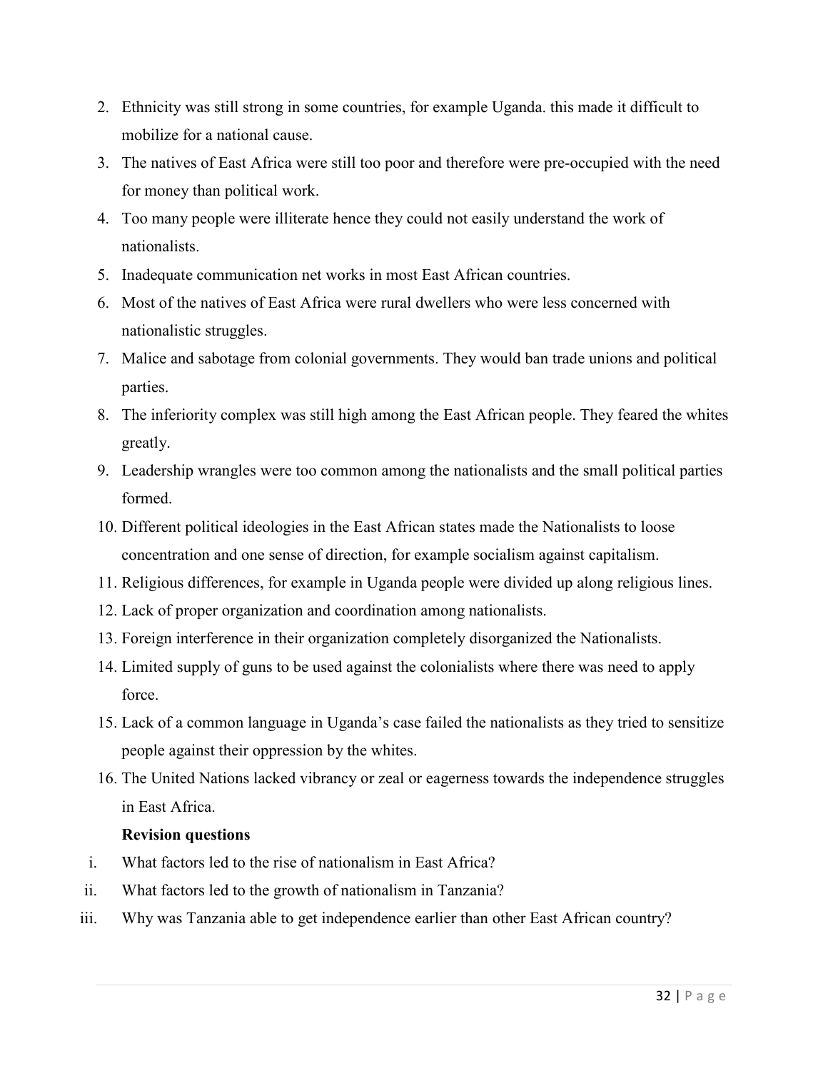2. Ethnicity was still strong in some countries, for example Uganda. this made it difficult to mobilize for a national cause.
3. The natives of East Africa were still too poor and therefore were pre-occupied with the need for money than political work.
4. Too many people were illiterate hence they could not easily understand the work of nationalists.
5. Inadequate communication net works in most East African countries.
6. Most of the natives of East Africa were rural dwellers who were less concerned with nationalistic struggles.
7. Malice and sabotage from colonial governments. They would ban trade unions and political parties.
8. The inferiority complex was still high among the East African people. They feared the whites greatly.
9. Leadership wrangles were too common among the nationalists and the small political parties formed.
10. Different political ideologies in the East African states made the Nationalists to loose concentration and one sense of direction, for example socialism against capitalism.
11. Religious differences, for example in Uganda people were divided up along religious lines.
12. Lack of proper organization and coordination among nationalists.
13. Foreign interference in their organization completely disorganized the Nationalists.
14. Limited supply of guns to be used against the colonialists where there was need to apply force.
15. Lack of a common language in Uganda's case failed the nationalists as they tried to sensitize people against their oppression by the whites.
16. The United Nations lacked vibrancy or zeal or eagerness towards the independence struggles in East Africa.

**Revision questions**

i. What factors led to the rise of nationalism in East Africa?

ii. What factors led to the growth of nationalism in Tanzania?

iii. Why was Tanzania able to get independence earlier than other East African country?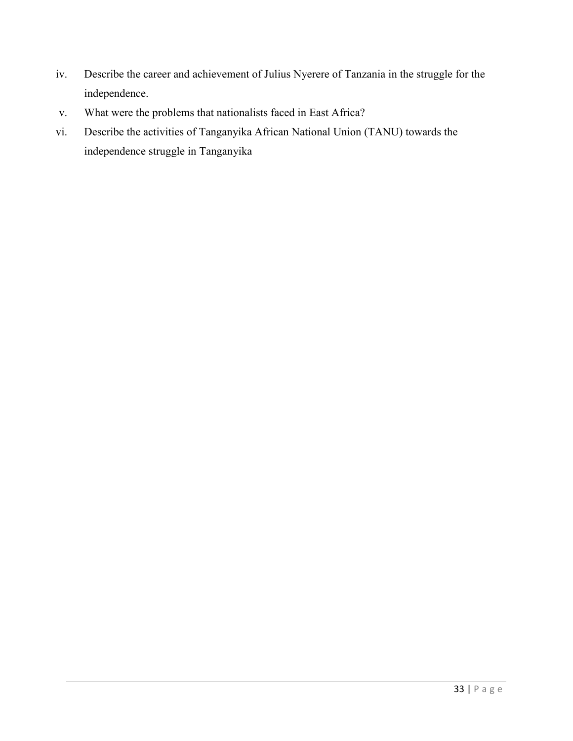iv. Describe the career and achievement of Julius Nyerere of Tanzania in the struggle for the independence.

v. What were the problems that nationalists faced in East Africa?

vi. Describe the activities of Tanganyika African National Union (TANU) towards the independence struggle in Tanganyika